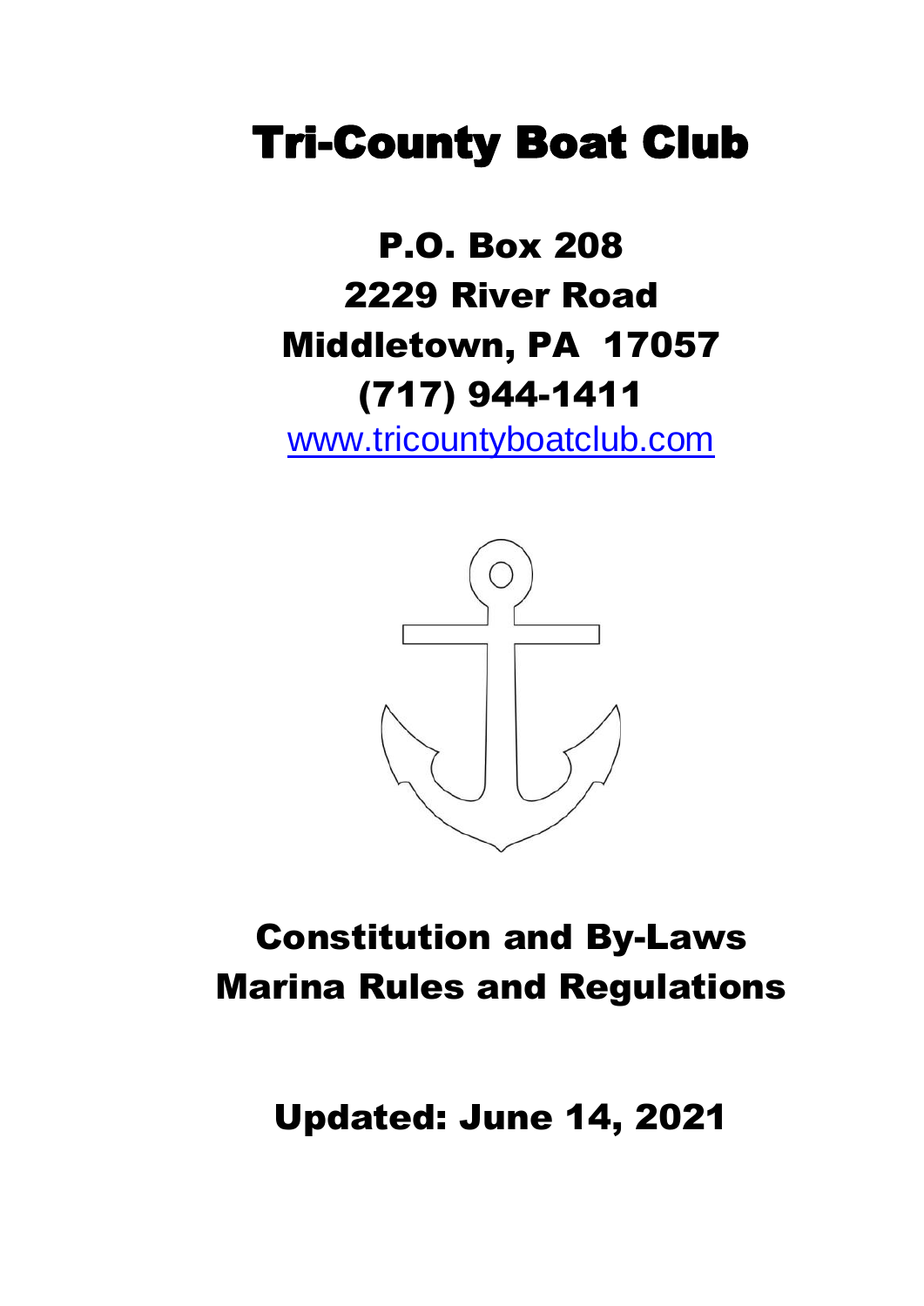# Tri-County Boat Club

## P.O. Box 208
## 2229 River Road
## Middletown, PA 17057
## (717) 944-1411

www.tricountyboatclub.com

## Constitution and By-Laws
## Marina Rules and Regulations

## Updated: June 14, 2021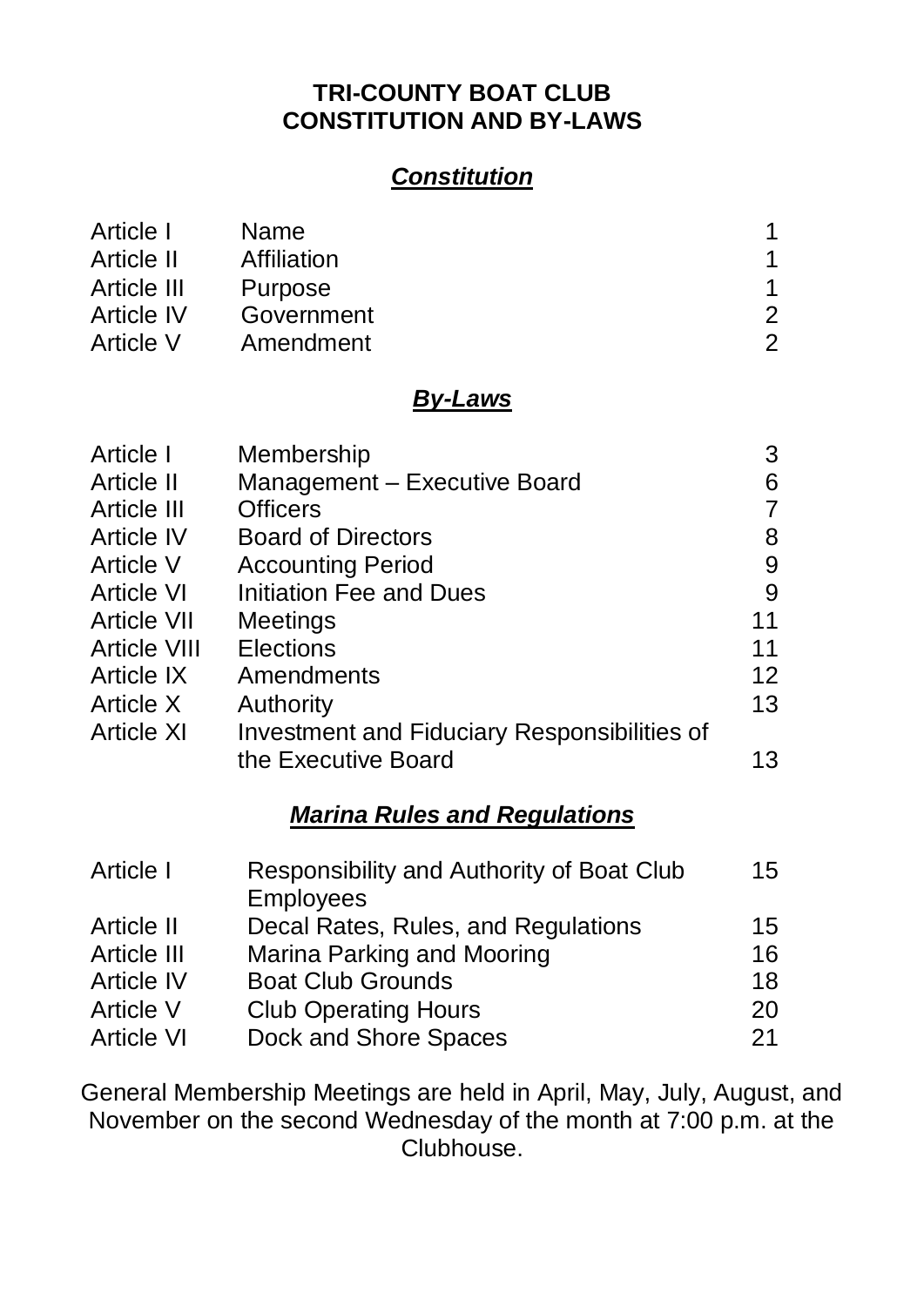# TRI-COUNTY BOAT CLUB
# CONSTITUTION AND BY-LAWS

## ***Constitution***

| | | |
|---|---|---|
| Article I | Name | 1 |
| Article II | Affiliation | 1 |
| Article III | Purpose | 1 |
| Article IV | Government | 2 |
| Article V | Amendment | 2 |

## ***By-Laws***

| | | |
|---|---|---|
| Article I | Membership | 3 |
| Article II | Management – Executive Board | 6 |
| Article III | Officers | 7 |
| Article IV | Board of Directors | 8 |
| Article V | Accounting Period | 9 |
| Article VI | Initiation Fee and Dues | 9 |
| Article VII | Meetings | 11 |
| Article VIII | Elections | 11 |
| Article IX | Amendments | 12 |
| Article X | Authority | 13 |
| Article XI | Investment and Fiduciary Responsibilities of the Executive Board | 13 |

## ***Marina Rules and Regulations***

| | | |
|---|---|---|
| Article I | Responsibility and Authority of Boat Club Employees | 15 |
| Article II | Decal Rates, Rules, and Regulations | 15 |
| Article III | Marina Parking and Mooring | 16 |
| Article IV | Boat Club Grounds | 18 |
| Article V | Club Operating Hours | 20 |
| Article VI | Dock and Shore Spaces | 21 |

General Membership Meetings are held in April, May, July, August, and November on the second Wednesday of the month at 7:00 p.m. at the Clubhouse.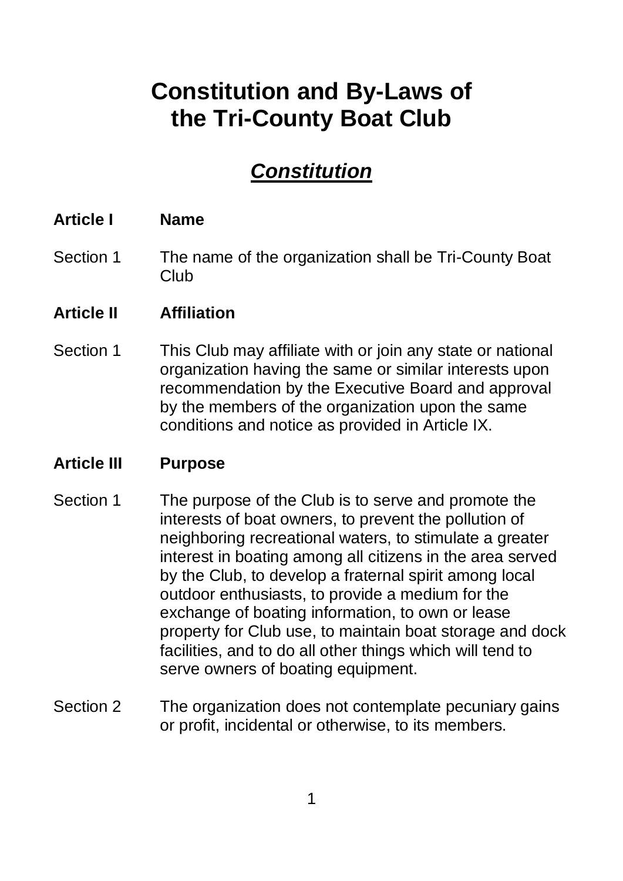# Constitution and By-Laws of the Tri-County Boat Club

## ***Constitution***

### Article I Name

Section 1 The name of the organization shall be Tri-County Boat Club

### Article II Affiliation

Section 1 This Club may affiliate with or join any state or national organization having the same or similar interests upon recommendation by the Executive Board and approval by the members of the organization upon the same conditions and notice as provided in Article IX.

### Article III Purpose

Section 1 The purpose of the Club is to serve and promote the interests of boat owners, to prevent the pollution of neighboring recreational waters, to stimulate a greater interest in boating among all citizens in the area served by the Club, to develop a fraternal spirit among local outdoor enthusiasts, to provide a medium for the exchange of boating information, to own or lease property for Club use, to maintain boat storage and dock facilities, and to do all other things which will tend to serve owners of boating equipment.

Section 2 The organization does not contemplate pecuniary gains or profit, incidental or otherwise, to its members.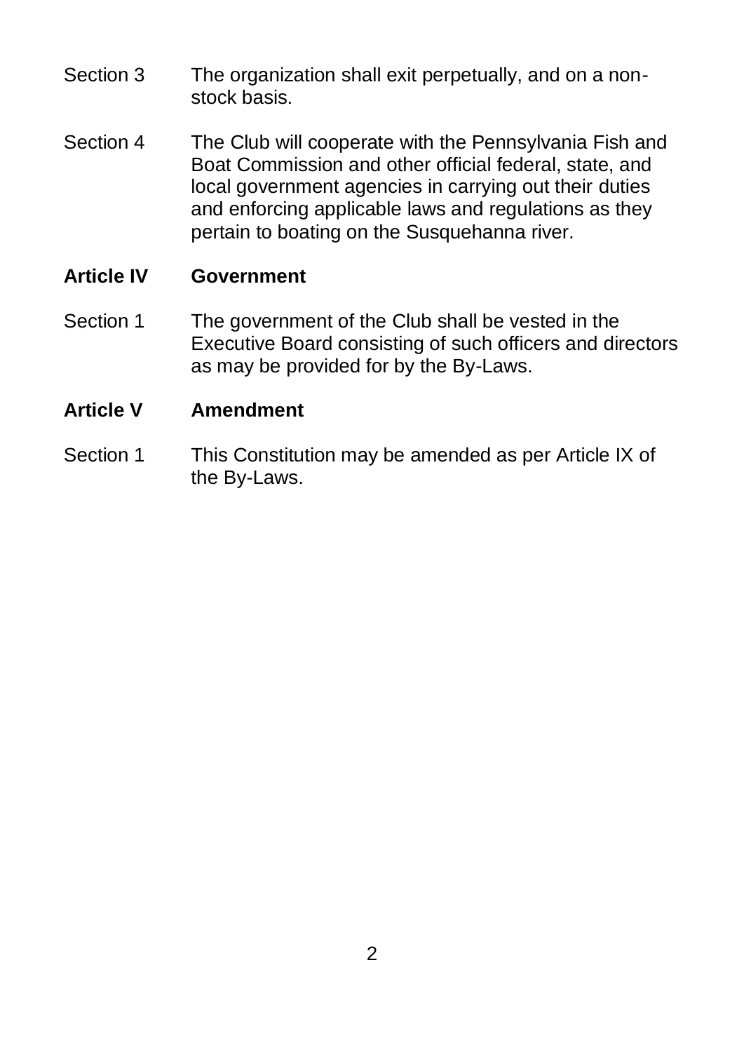Section 3 The organization shall exit perpetually, and on a non-stock basis.

Section 4 The Club will cooperate with the Pennsylvania Fish and Boat Commission and other official federal, state, and local government agencies in carrying out their duties and enforcing applicable laws and regulations as they pertain to boating on the Susquehanna river.

## Article IV Government

Section 1 The government of the Club shall be vested in the Executive Board consisting of such officers and directors as may be provided for by the By-Laws.

## Article V Amendment

Section 1 This Constitution may be amended as per Article IX of the By-Laws.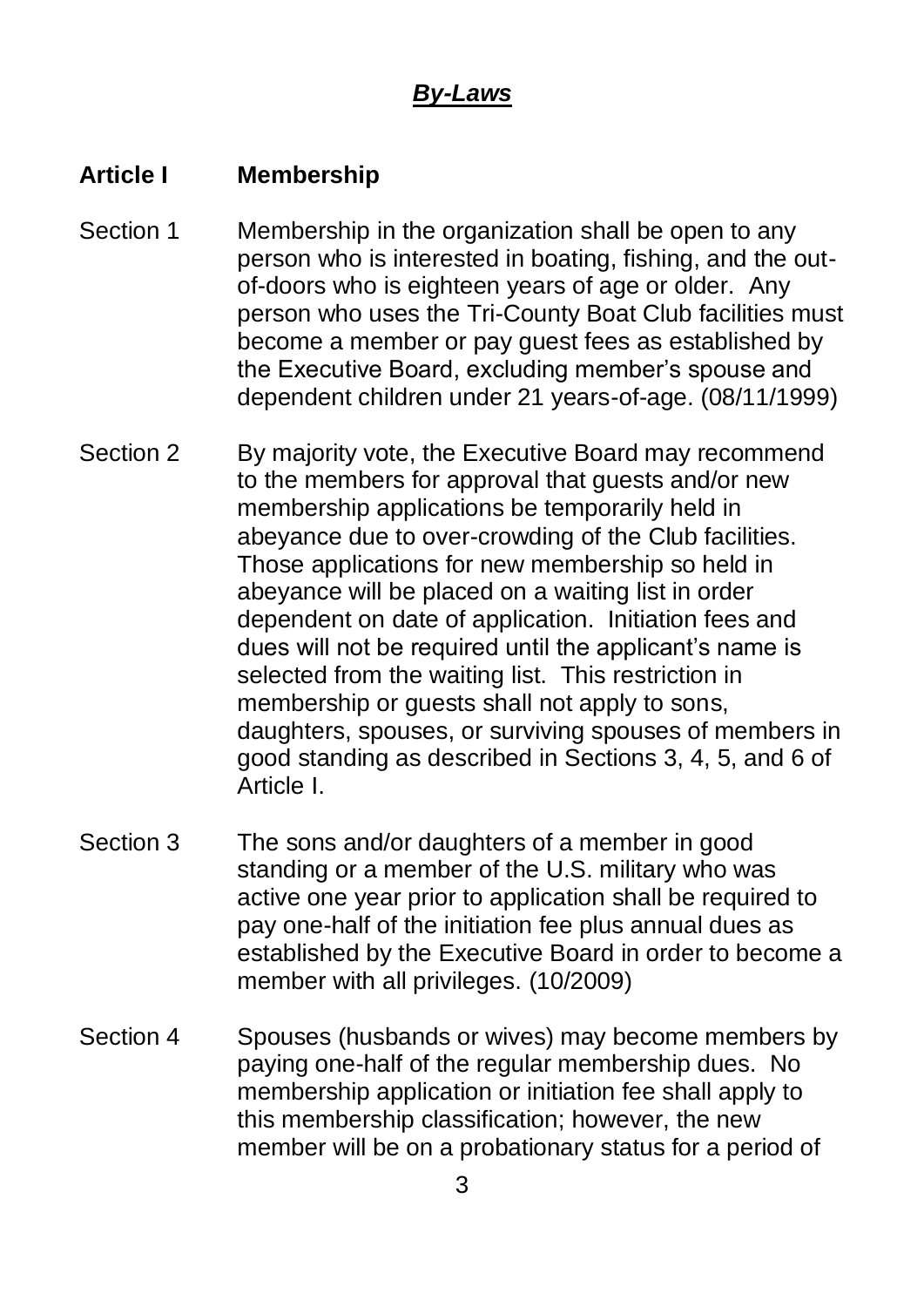# *By-Laws*

## Article I Membership

Section 1 Membership in the organization shall be open to any person who is interested in boating, fishing, and the out-of-doors who is eighteen years of age or older. Any person who uses the Tri-County Boat Club facilities must become a member or pay guest fees as established by the Executive Board, excluding member's spouse and dependent children under 21 years-of-age. (08/11/1999)

Section 2 By majority vote, the Executive Board may recommend to the members for approval that guests and/or new membership applications be temporarily held in abeyance due to over-crowding of the Club facilities. Those applications for new membership so held in abeyance will be placed on a waiting list in order dependent on date of application. Initiation fees and dues will not be required until the applicant's name is selected from the waiting list. This restriction in membership or guests shall not apply to sons, daughters, spouses, or surviving spouses of members in good standing as described in Sections 3, 4, 5, and 6 of Article I.

Section 3 The sons and/or daughters of a member in good standing or a member of the U.S. military who was active one year prior to application shall be required to pay one-half of the initiation fee plus annual dues as established by the Executive Board in order to become a member with all privileges. (10/2009)

Section 4 Spouses (husbands or wives) may become members by paying one-half of the regular membership dues. No membership application or initiation fee shall apply to this membership classification; however, the new member will be on a probationary status for a period of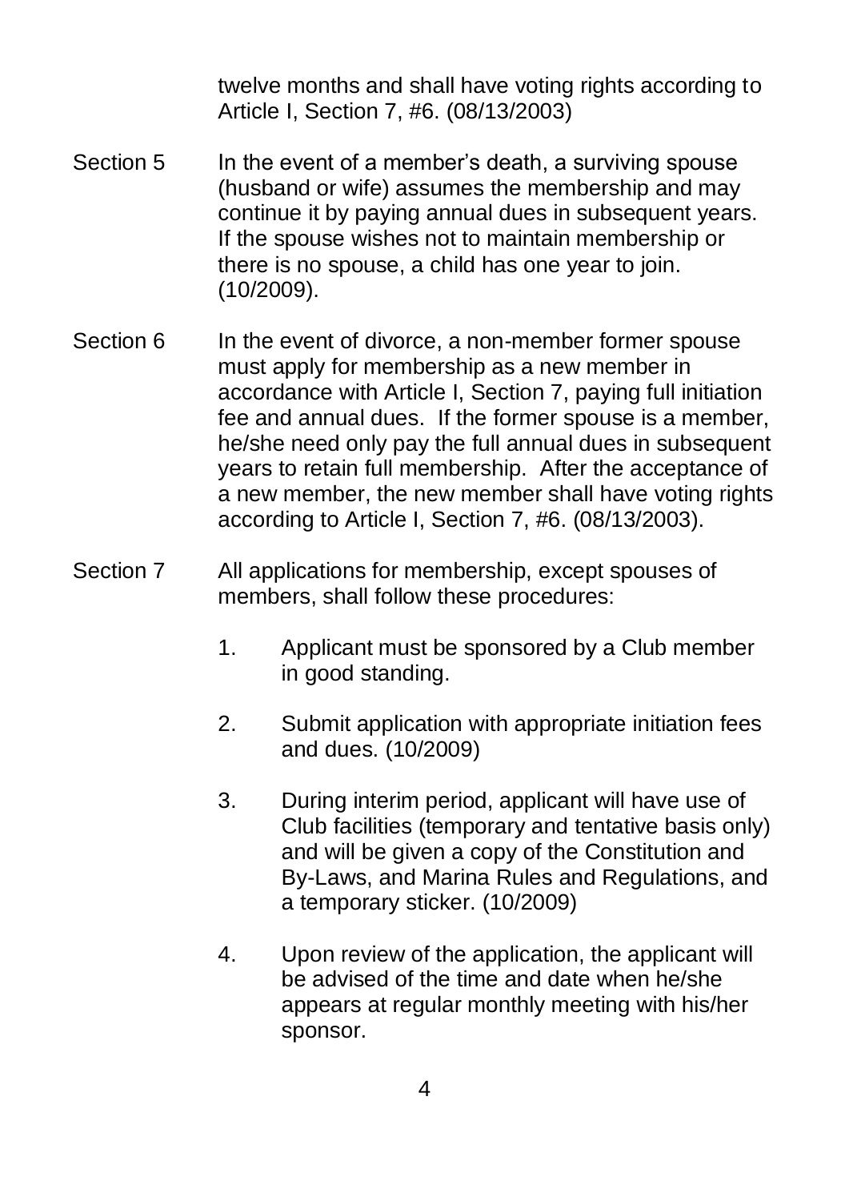twelve months and shall have voting rights according to Article I, Section 7, #6. (08/13/2003)

Section 5 In the event of a member's death, a surviving spouse (husband or wife) assumes the membership and may continue it by paying annual dues in subsequent years. If the spouse wishes not to maintain membership or there is no spouse, a child has one year to join. (10/2009).

Section 6 In the event of divorce, a non-member former spouse must apply for membership as a new member in accordance with Article I, Section 7, paying full initiation fee and annual dues. If the former spouse is a member, he/she need only pay the full annual dues in subsequent years to retain full membership. After the acceptance of a new member, the new member shall have voting rights according to Article I, Section 7, #6. (08/13/2003).

Section 7 All applications for membership, except spouses of members, shall follow these procedures:

1. Applicant must be sponsored by a Club member in good standing.

2. Submit application with appropriate initiation fees and dues. (10/2009)

3. During interim period, applicant will have use of Club facilities (temporary and tentative basis only) and will be given a copy of the Constitution and By-Laws, and Marina Rules and Regulations, and a temporary sticker. (10/2009)

4. Upon review of the application, the applicant will be advised of the time and date when he/she appears at regular monthly meeting with his/her sponsor.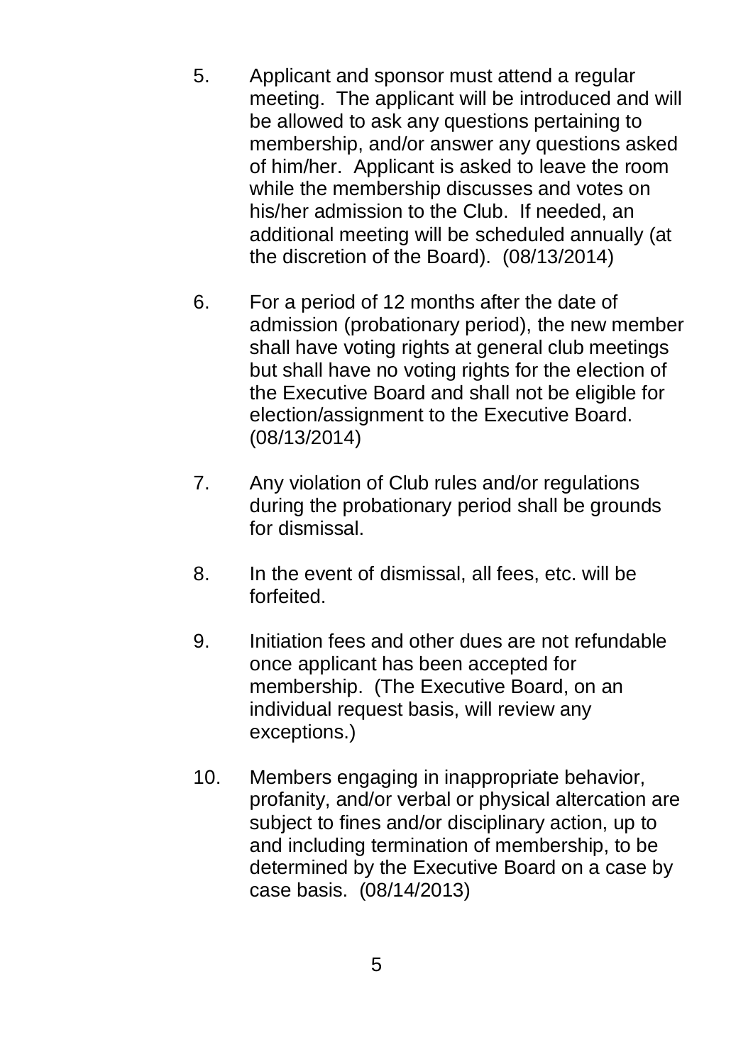5. Applicant and sponsor must attend a regular meeting. The applicant will be introduced and will be allowed to ask any questions pertaining to membership, and/or answer any questions asked of him/her. Applicant is asked to leave the room while the membership discusses and votes on his/her admission to the Club. If needed, an additional meeting will be scheduled annually (at the discretion of the Board). (08/13/2014)

6. For a period of 12 months after the date of admission (probationary period), the new member shall have voting rights at general club meetings but shall have no voting rights for the election of the Executive Board and shall not be eligible for election/assignment to the Executive Board. (08/13/2014)

7. Any violation of Club rules and/or regulations during the probationary period shall be grounds for dismissal.

8. In the event of dismissal, all fees, etc. will be forfeited.

9. Initiation fees and other dues are not refundable once applicant has been accepted for membership. (The Executive Board, on an individual request basis, will review any exceptions.)

10. Members engaging in inappropriate behavior, profanity, and/or verbal or physical altercation are subject to fines and/or disciplinary action, up to and including termination of membership, to be determined by the Executive Board on a case by case basis. (08/14/2013)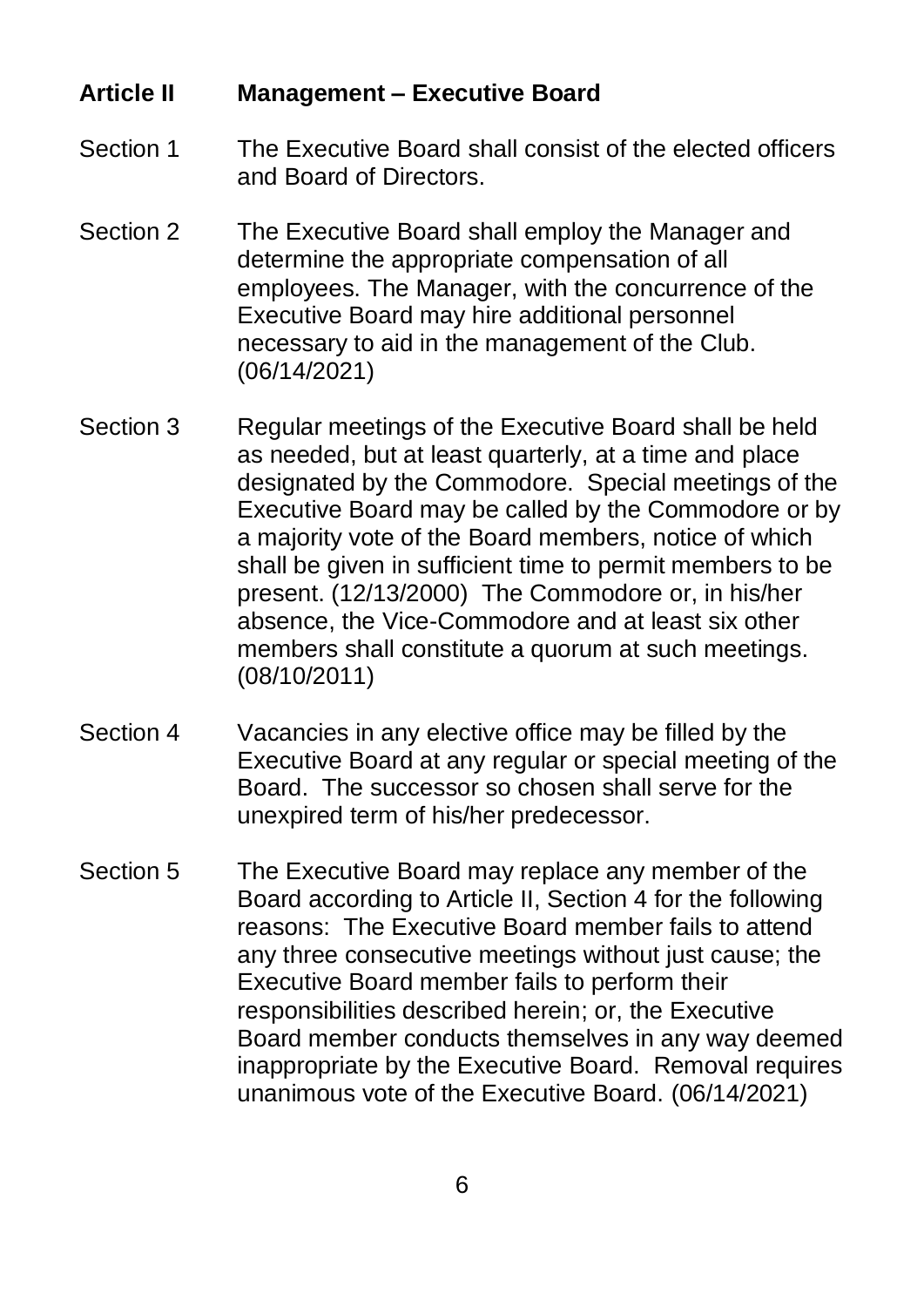## Article II Management – Executive Board

Section 1 The Executive Board shall consist of the elected officers and Board of Directors.

Section 2 The Executive Board shall employ the Manager and determine the appropriate compensation of all employees. The Manager, with the concurrence of the Executive Board may hire additional personnel necessary to aid in the management of the Club. (06/14/2021)

Section 3 Regular meetings of the Executive Board shall be held as needed, but at least quarterly, at a time and place designated by the Commodore. Special meetings of the Executive Board may be called by the Commodore or by a majority vote of the Board members, notice of which shall be given in sufficient time to permit members to be present. (12/13/2000) The Commodore or, in his/her absence, the Vice-Commodore and at least six other members shall constitute a quorum at such meetings. (08/10/2011)

Section 4 Vacancies in any elective office may be filled by the Executive Board at any regular or special meeting of the Board. The successor so chosen shall serve for the unexpired term of his/her predecessor.

Section 5 The Executive Board may replace any member of the Board according to Article II, Section 4 for the following reasons: The Executive Board member fails to attend any three consecutive meetings without just cause; the Executive Board member fails to perform their responsibilities described herein; or, the Executive Board member conducts themselves in any way deemed inappropriate by the Executive Board. Removal requires unanimous vote of the Executive Board. (06/14/2021)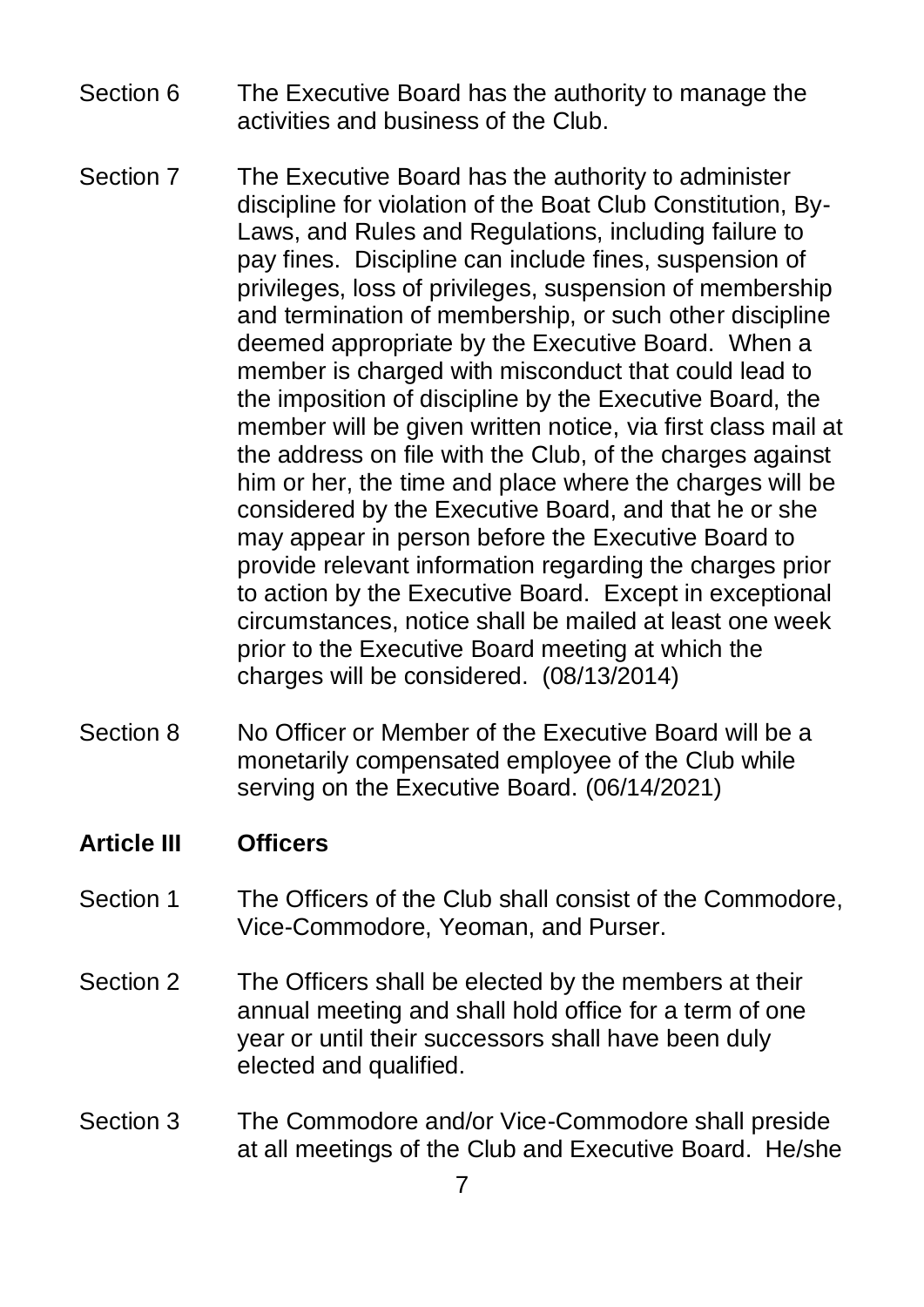Section 6 The Executive Board has the authority to manage the activities and business of the Club.

Section 7 The Executive Board has the authority to administer discipline for violation of the Boat Club Constitution, By-Laws, and Rules and Regulations, including failure to pay fines. Discipline can include fines, suspension of privileges, loss of privileges, suspension of membership and termination of membership, or such other discipline deemed appropriate by the Executive Board. When a member is charged with misconduct that could lead to the imposition of discipline by the Executive Board, the member will be given written notice, via first class mail at the address on file with the Club, of the charges against him or her, the time and place where the charges will be considered by the Executive Board, and that he or she may appear in person before the Executive Board to provide relevant information regarding the charges prior to action by the Executive Board. Except in exceptional circumstances, notice shall be mailed at least one week prior to the Executive Board meeting at which the charges will be considered. (08/13/2014)

Section 8 No Officer or Member of the Executive Board will be a monetarily compensated employee of the Club while serving on the Executive Board. (06/14/2021)

## Article III Officers

Section 1 The Officers of the Club shall consist of the Commodore, Vice-Commodore, Yeoman, and Purser.

Section 2 The Officers shall be elected by the members at their annual meeting and shall hold office for a term of one year or until their successors shall have been duly elected and qualified.

Section 3 The Commodore and/or Vice-Commodore shall preside at all meetings of the Club and Executive Board. He/she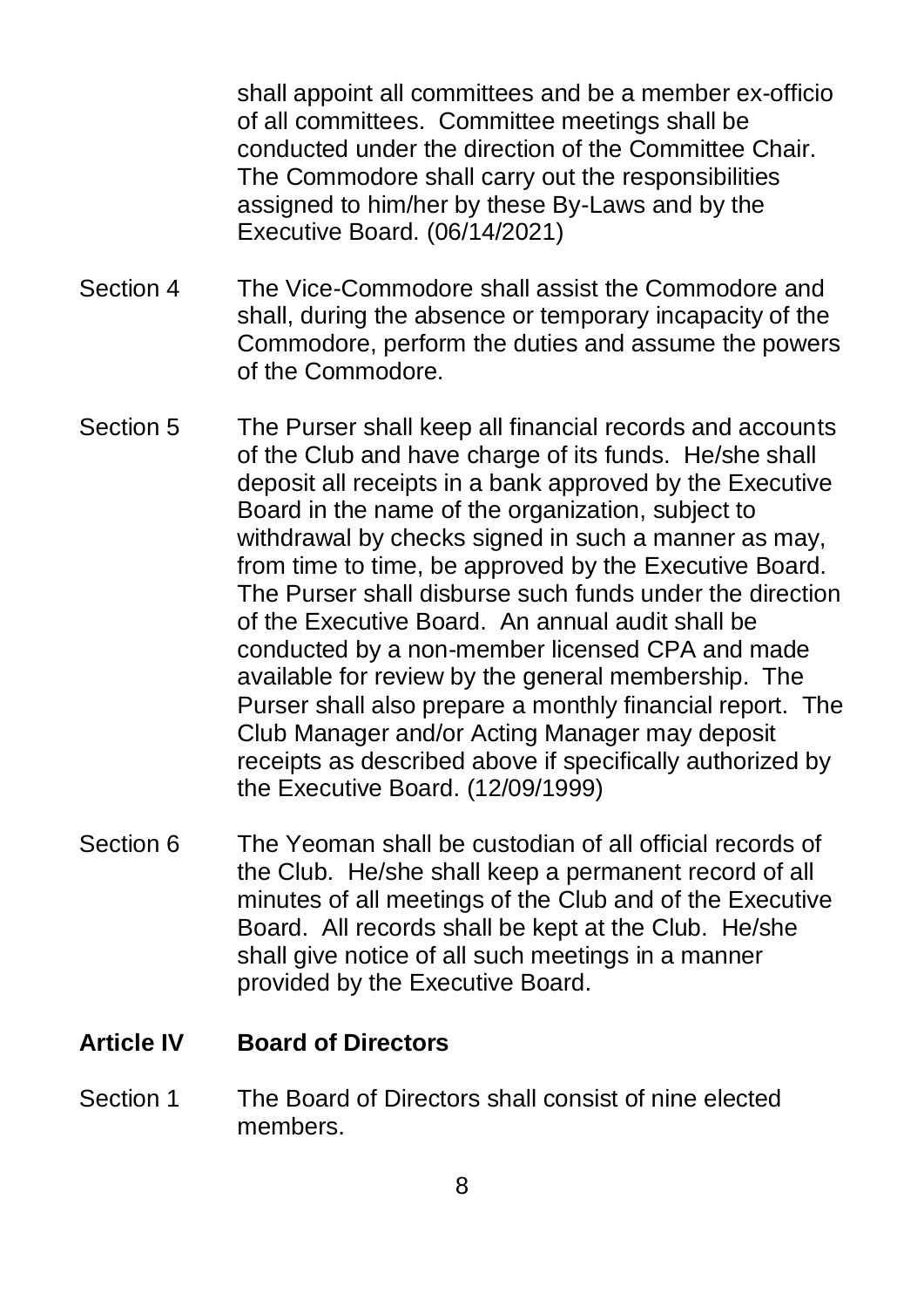shall appoint all committees and be a member ex-officio of all committees. Committee meetings shall be conducted under the direction of the Committee Chair. The Commodore shall carry out the responsibilities assigned to him/her by these By-Laws and by the Executive Board. (06/14/2021)

Section 4 The Vice-Commodore shall assist the Commodore and shall, during the absence or temporary incapacity of the Commodore, perform the duties and assume the powers of the Commodore.

Section 5 The Purser shall keep all financial records and accounts of the Club and have charge of its funds. He/she shall deposit all receipts in a bank approved by the Executive Board in the name of the organization, subject to withdrawal by checks signed in such a manner as may, from time to time, be approved by the Executive Board. The Purser shall disburse such funds under the direction of the Executive Board. An annual audit shall be conducted by a non-member licensed CPA and made available for review by the general membership. The Purser shall also prepare a monthly financial report. The Club Manager and/or Acting Manager may deposit receipts as described above if specifically authorized by the Executive Board. (12/09/1999)

Section 6 The Yeoman shall be custodian of all official records of the Club. He/she shall keep a permanent record of all minutes of all meetings of the Club and of the Executive Board. All records shall be kept at the Club. He/she shall give notice of all such meetings in a manner provided by the Executive Board.

## Article IV Board of Directors

Section 1 The Board of Directors shall consist of nine elected members.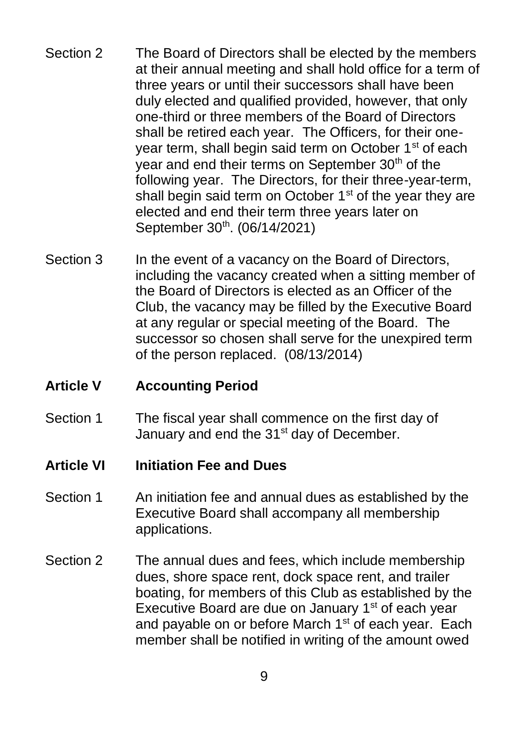Section 2 The Board of Directors shall be elected by the members at their annual meeting and shall hold office for a term of three years or until their successors shall have been duly elected and qualified provided, however, that only one-third or three members of the Board of Directors shall be retired each year. The Officers, for their one-year term, shall begin said term on October 1st of each year and end their terms on September 30th of the following year. The Directors, for their three-year-term, shall begin said term on October 1st of the year they are elected and end their term three years later on September 30th. (06/14/2021)

Section 3 In the event of a vacancy on the Board of Directors, including the vacancy created when a sitting member of the Board of Directors is elected as an Officer of the Club, the vacancy may be filled by the Executive Board at any regular or special meeting of the Board. The successor so chosen shall serve for the unexpired term of the person replaced. (08/13/2014)

## Article V Accounting Period

Section 1 The fiscal year shall commence on the first day of January and end the 31st day of December.

## Article VI Initiation Fee and Dues

Section 1 An initiation fee and annual dues as established by the Executive Board shall accompany all membership applications.

Section 2 The annual dues and fees, which include membership dues, shore space rent, dock space rent, and trailer boating, for members of this Club as established by the Executive Board are due on January 1st of each year and payable on or before March 1st of each year. Each member shall be notified in writing of the amount owed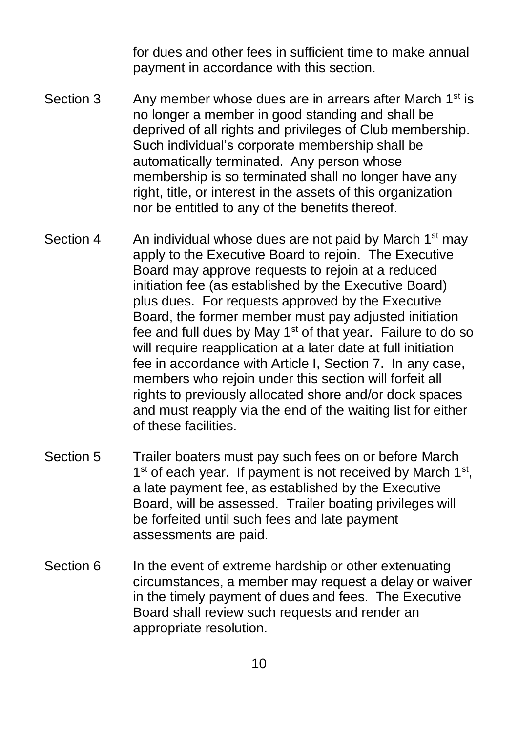for dues and other fees in sufficient time to make annual payment in accordance with this section.

Section 3 Any member whose dues are in arrears after March 1st is no longer a member in good standing and shall be deprived of all rights and privileges of Club membership. Such individual's corporate membership shall be automatically terminated. Any person whose membership is so terminated shall no longer have any right, title, or interest in the assets of this organization nor be entitled to any of the benefits thereof.

Section 4 An individual whose dues are not paid by March 1st may apply to the Executive Board to rejoin. The Executive Board may approve requests to rejoin at a reduced initiation fee (as established by the Executive Board) plus dues. For requests approved by the Executive Board, the former member must pay adjusted initiation fee and full dues by May 1st of that year. Failure to do so will require reapplication at a later date at full initiation fee in accordance with Article I, Section 7. In any case, members who rejoin under this section will forfeit all rights to previously allocated shore and/or dock spaces and must reapply via the end of the waiting list for either of these facilities.

Section 5 Trailer boaters must pay such fees on or before March 1st of each year. If payment is not received by March 1st, a late payment fee, as established by the Executive Board, will be assessed. Trailer boating privileges will be forfeited until such fees and late payment assessments are paid.

Section 6 In the event of extreme hardship or other extenuating circumstances, a member may request a delay or waiver in the timely payment of dues and fees. The Executive Board shall review such requests and render an appropriate resolution.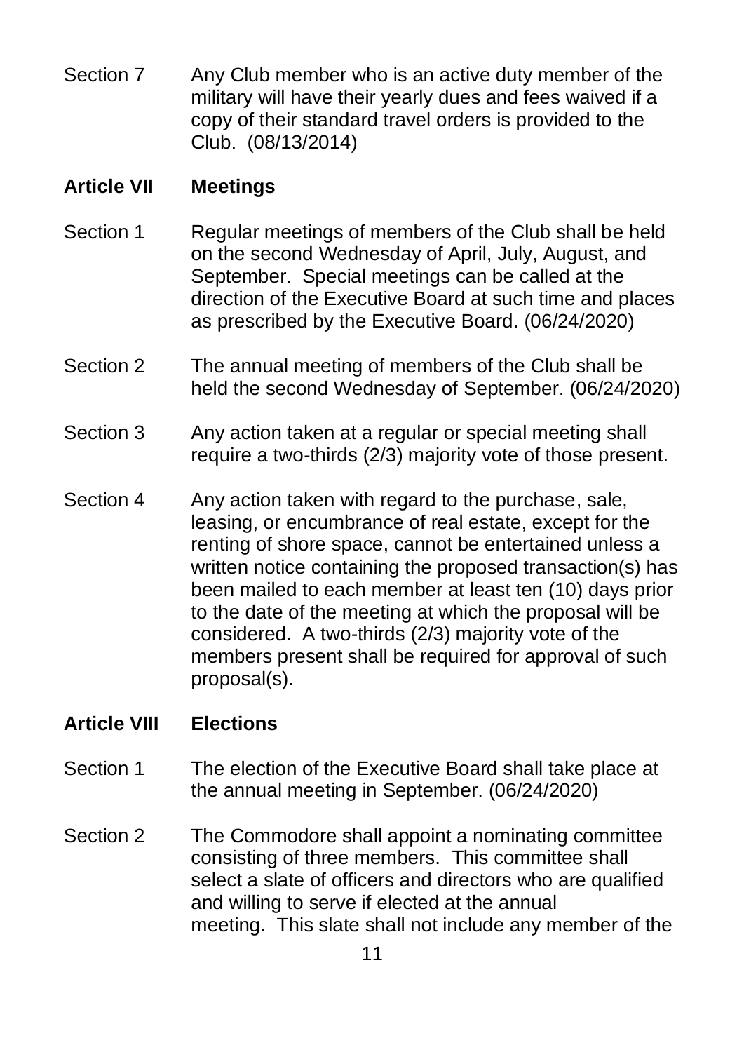Section 7 Any Club member who is an active duty member of the military will have their yearly dues and fees waived if a copy of their standard travel orders is provided to the Club. (08/13/2014)

## Article VII Meetings

Section 1 Regular meetings of members of the Club shall be held on the second Wednesday of April, July, August, and September. Special meetings can be called at the direction of the Executive Board at such time and places as prescribed by the Executive Board. (06/24/2020)

Section 2 The annual meeting of members of the Club shall be held the second Wednesday of September. (06/24/2020)

Section 3 Any action taken at a regular or special meeting shall require a two-thirds (2/3) majority vote of those present.

Section 4 Any action taken with regard to the purchase, sale, leasing, or encumbrance of real estate, except for the renting of shore space, cannot be entertained unless a written notice containing the proposed transaction(s) has been mailed to each member at least ten (10) days prior to the date of the meeting at which the proposal will be considered. A two-thirds (2/3) majority vote of the members present shall be required for approval of such proposal(s).

## Article VIII Elections

Section 1 The election of the Executive Board shall take place at the annual meeting in September. (06/24/2020)

Section 2 The Commodore shall appoint a nominating committee consisting of three members. This committee shall select a slate of officers and directors who are qualified and willing to serve if elected at the annual meeting. This slate shall not include any member of the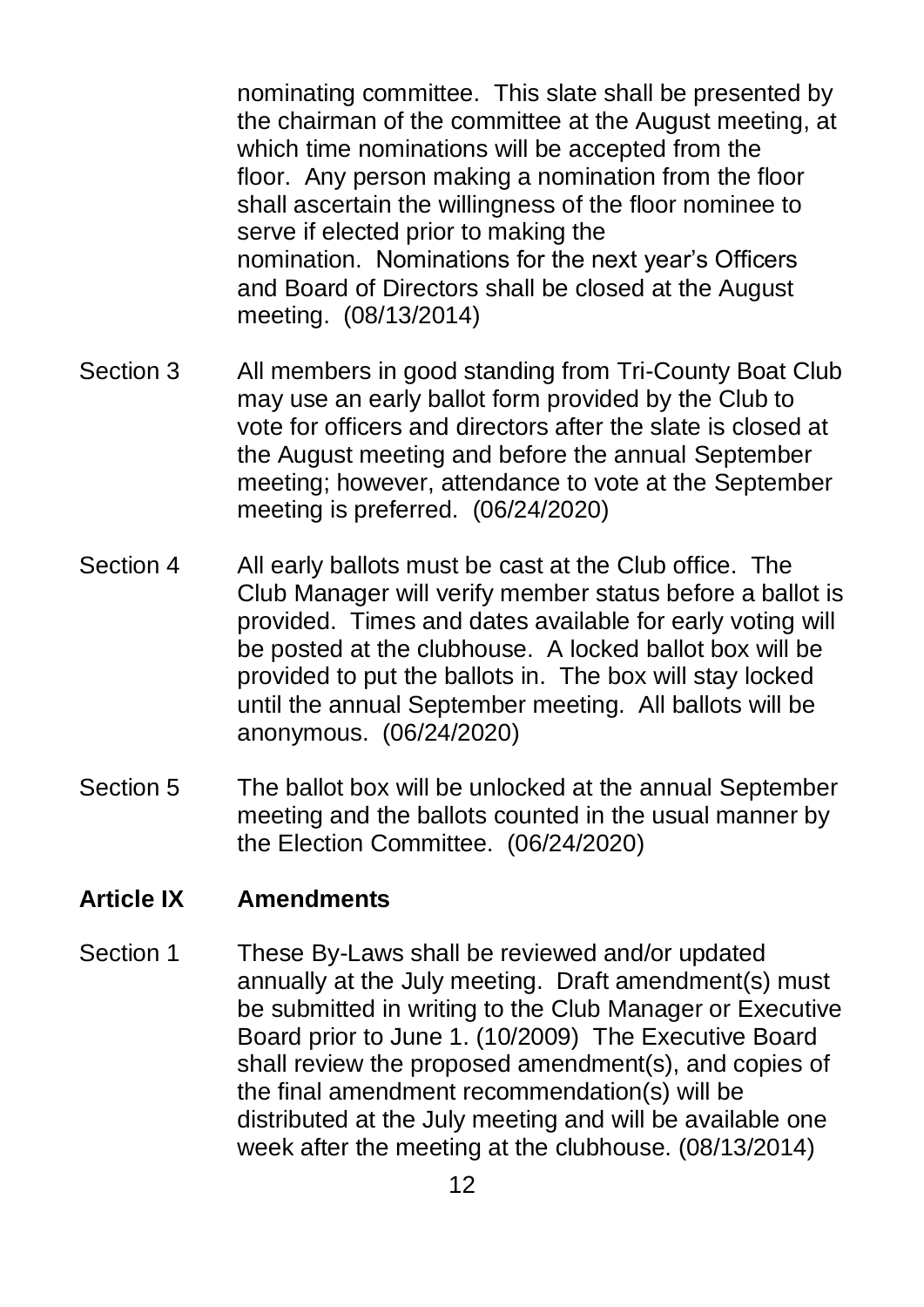nominating committee. This slate shall be presented by the chairman of the committee at the August meeting, at which time nominations will be accepted from the floor. Any person making a nomination from the floor shall ascertain the willingness of the floor nominee to serve if elected prior to making the nomination. Nominations for the next year's Officers and Board of Directors shall be closed at the August meeting. (08/13/2014)

Section 3 All members in good standing from Tri-County Boat Club may use an early ballot form provided by the Club to vote for officers and directors after the slate is closed at the August meeting and before the annual September meeting; however, attendance to vote at the September meeting is preferred. (06/24/2020)

Section 4 All early ballots must be cast at the Club office. The Club Manager will verify member status before a ballot is provided. Times and dates available for early voting will be posted at the clubhouse. A locked ballot box will be provided to put the ballots in. The box will stay locked until the annual September meeting. All ballots will be anonymous. (06/24/2020)

Section 5 The ballot box will be unlocked at the annual September meeting and the ballots counted in the usual manner by the Election Committee. (06/24/2020)

## Article IX Amendments

Section 1 These By-Laws shall be reviewed and/or updated annually at the July meeting. Draft amendment(s) must be submitted in writing to the Club Manager or Executive Board prior to June 1. (10/2009) The Executive Board shall review the proposed amendment(s), and copies of the final amendment recommendation(s) will be distributed at the July meeting and will be available one week after the meeting at the clubhouse. (08/13/2014)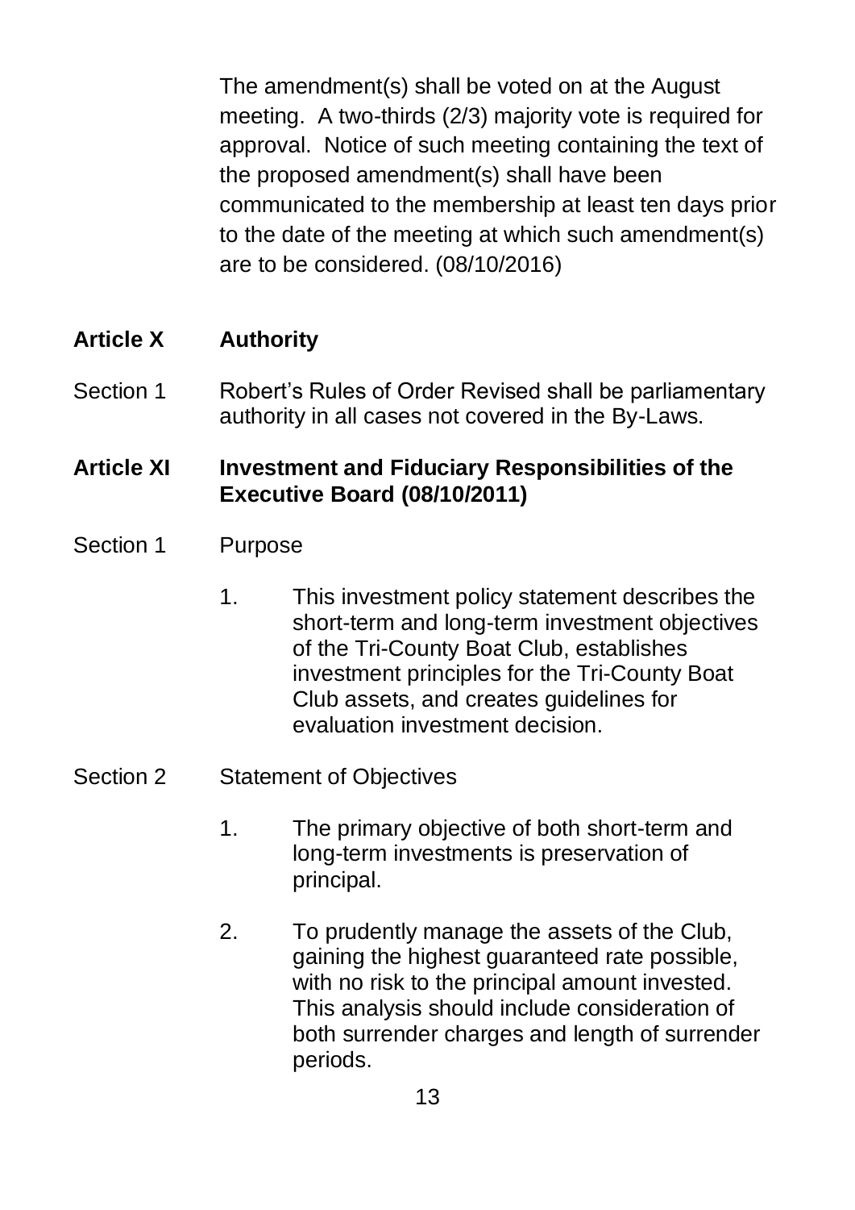The amendment(s) shall be voted on at the August meeting. A two-thirds (2/3) majority vote is required for approval. Notice of such meeting containing the text of the proposed amendment(s) shall have been communicated to the membership at least ten days prior to the date of the meeting at which such amendment(s) are to be considered. (08/10/2016)

**Article X Authority**

Section 1 Robert's Rules of Order Revised shall be parliamentary authority in all cases not covered in the By-Laws.

**Article XI Investment and Fiduciary Responsibilities of the Executive Board (08/10/2011)**

Section 1 Purpose

1. This investment policy statement describes the short-term and long-term investment objectives of the Tri-County Boat Club, establishes investment principles for the Tri-County Boat Club assets, and creates guidelines for evaluation investment decision.

Section 2 Statement of Objectives

1. The primary objective of both short-term and long-term investments is preservation of principal.

2. To prudently manage the assets of the Club, gaining the highest guaranteed rate possible, with no risk to the principal amount invested. This analysis should include consideration of both surrender charges and length of surrender periods.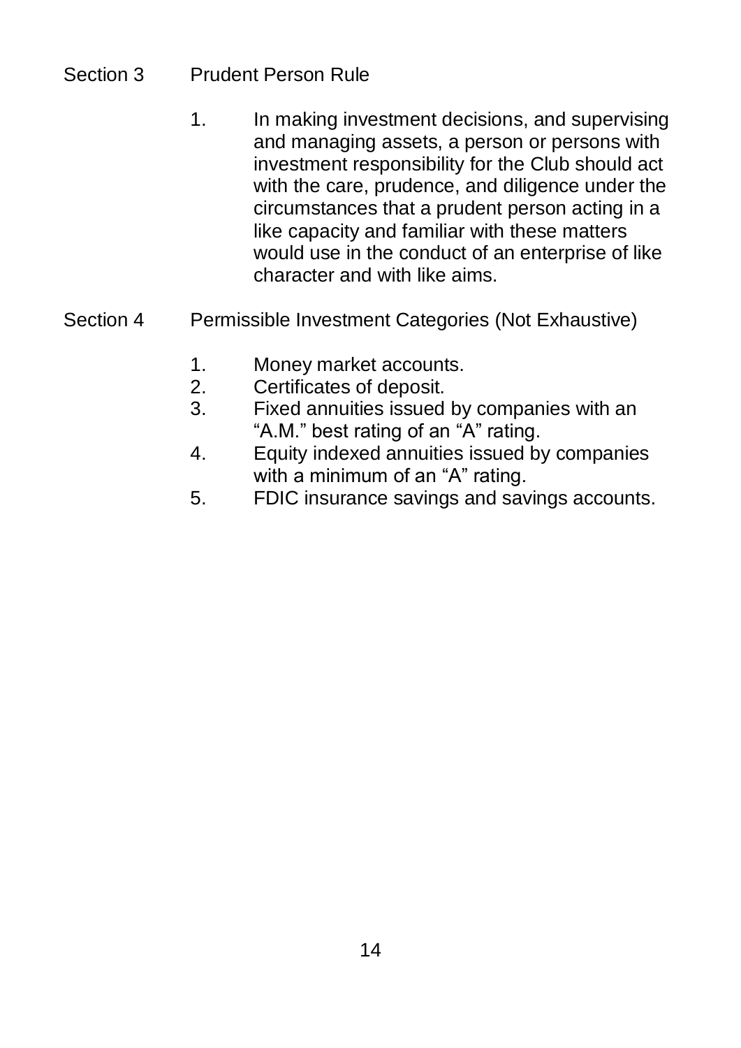## Section 3 Prudent Person Rule

1. In making investment decisions, and supervising and managing assets, a person or persons with investment responsibility for the Club should act with the care, prudence, and diligence under the circumstances that a prudent person acting in a like capacity and familiar with these matters would use in the conduct of an enterprise of like character and with like aims.

## Section 4 Permissible Investment Categories (Not Exhaustive)

1. Money market accounts.
2. Certificates of deposit.
3. Fixed annuities issued by companies with an "A.M." best rating of an "A" rating.
4. Equity indexed annuities issued by companies with a minimum of an "A" rating.
5. FDIC insurance savings and savings accounts.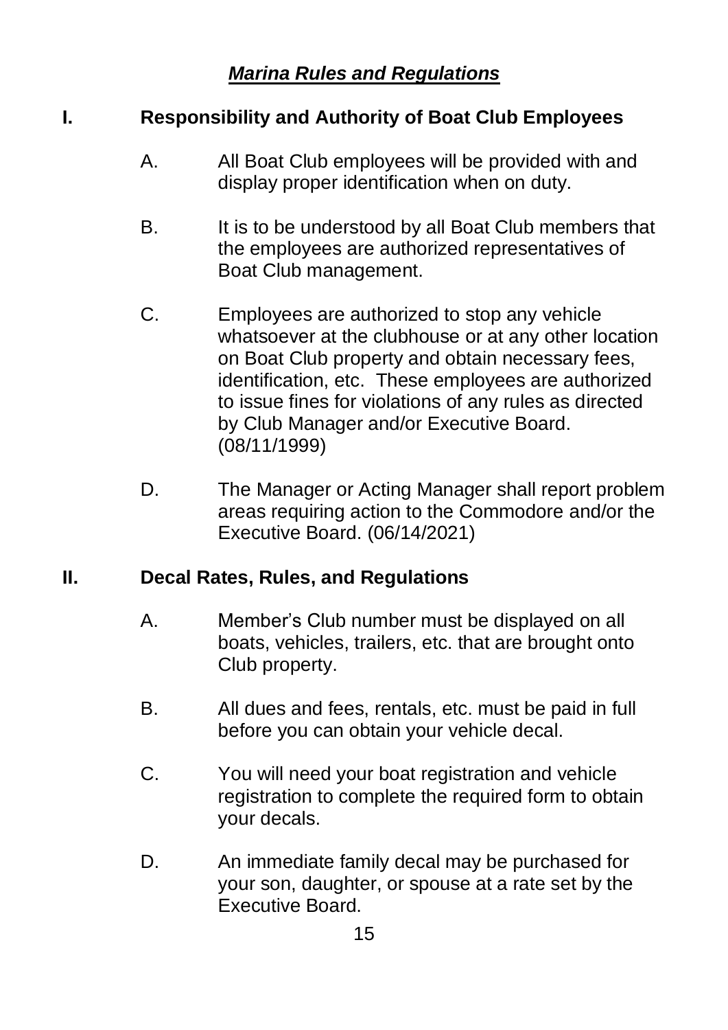## ***Marina Rules and Regulations***

### I. Responsibility and Authority of Boat Club Employees

A. All Boat Club employees will be provided with and display proper identification when on duty.

B. It is to be understood by all Boat Club members that the employees are authorized representatives of Boat Club management.

C. Employees are authorized to stop any vehicle whatsoever at the clubhouse or at any other location on Boat Club property and obtain necessary fees, identification, etc. These employees are authorized to issue fines for violations of any rules as directed by Club Manager and/or Executive Board. (08/11/1999)

D. The Manager or Acting Manager shall report problem areas requiring action to the Commodore and/or the Executive Board. (06/14/2021)

### II. Decal Rates, Rules, and Regulations

A. Member's Club number must be displayed on all boats, vehicles, trailers, etc. that are brought onto Club property.

B. All dues and fees, rentals, etc. must be paid in full before you can obtain your vehicle decal.

C. You will need your boat registration and vehicle registration to complete the required form to obtain your decals.

D. An immediate family decal may be purchased for your son, daughter, or spouse at a rate set by the Executive Board.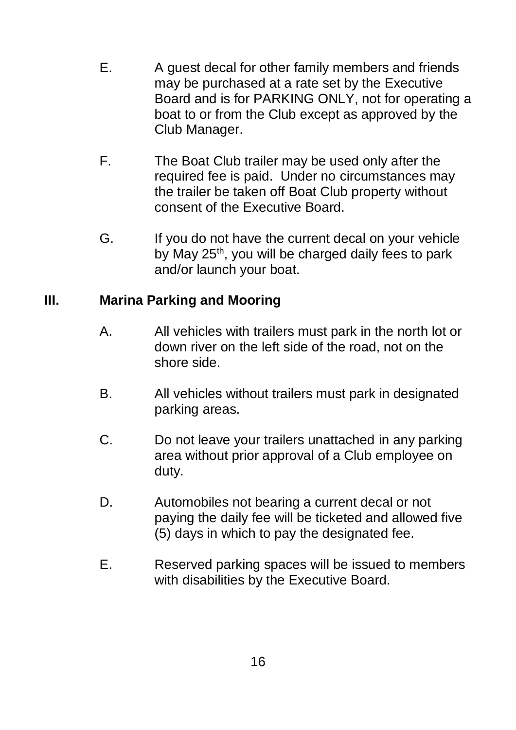E. A guest decal for other family members and friends may be purchased at a rate set by the Executive Board and is for PARKING ONLY, not for operating a boat to or from the Club except as approved by the Club Manager.

F. The Boat Club trailer may be used only after the required fee is paid. Under no circumstances may the trailer be taken off Boat Club property without consent of the Executive Board.

G. If you do not have the current decal on your vehicle by May 25th, you will be charged daily fees to park and/or launch your boat.

## III. Marina Parking and Mooring

A. All vehicles with trailers must park in the north lot or down river on the left side of the road, not on the shore side.

B. All vehicles without trailers must park in designated parking areas.

C. Do not leave your trailers unattached in any parking area without prior approval of a Club employee on duty.

D. Automobiles not bearing a current decal or not paying the daily fee will be ticketed and allowed five (5) days in which to pay the designated fee.

E. Reserved parking spaces will be issued to members with disabilities by the Executive Board.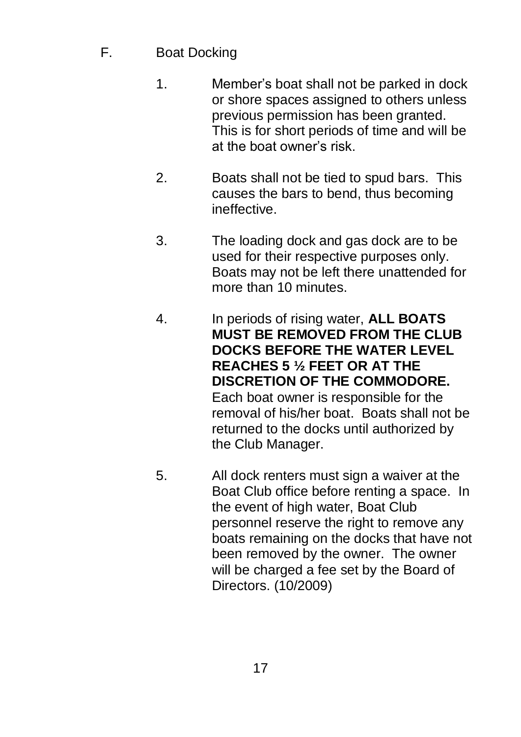## F. Boat Docking

1. Member's boat shall not be parked in dock or shore spaces assigned to others unless previous permission has been granted. This is for short periods of time and will be at the boat owner's risk.

2. Boats shall not be tied to spud bars. This causes the bars to bend, thus becoming ineffective.

3. The loading dock and gas dock are to be used for their respective purposes only. Boats may not be left there unattended for more than 10 minutes.

4. In periods of rising water, **ALL BOATS MUST BE REMOVED FROM THE CLUB DOCKS BEFORE THE WATER LEVEL REACHES 5 ½ FEET OR AT THE DISCRETION OF THE COMMODORE.** Each boat owner is responsible for the removal of his/her boat. Boats shall not be returned to the docks until authorized by the Club Manager.

5. All dock renters must sign a waiver at the Boat Club office before renting a space. In the event of high water, Boat Club personnel reserve the right to remove any boats remaining on the docks that have not been removed by the owner. The owner will be charged a fee set by the Board of Directors. (10/2009)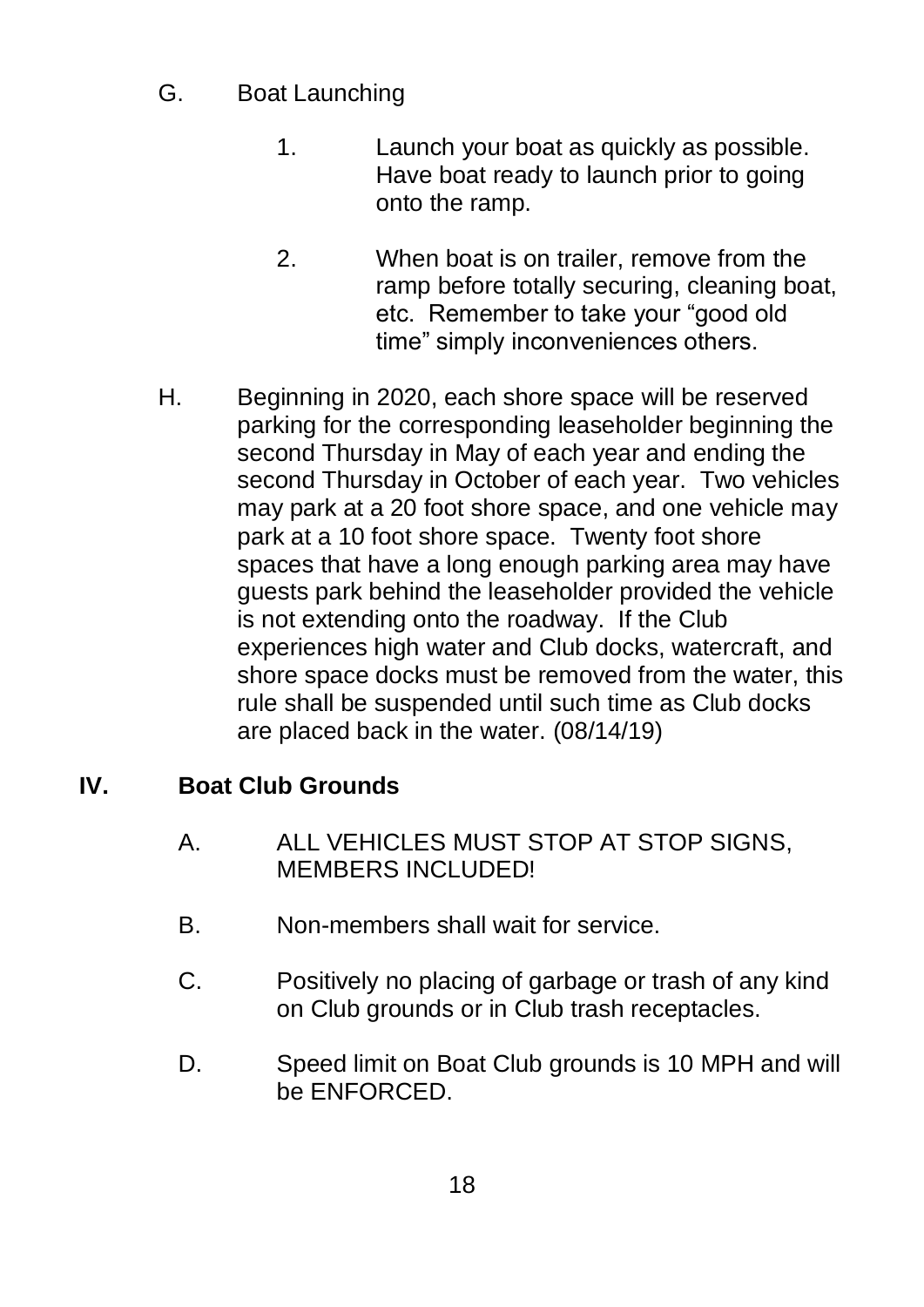G. Boat Launching

1. Launch your boat as quickly as possible. Have boat ready to launch prior to going onto the ramp.

2. When boat is on trailer, remove from the ramp before totally securing, cleaning boat, etc. Remember to take your "good old time" simply inconveniences others.

H. Beginning in 2020, each shore space will be reserved parking for the corresponding leaseholder beginning the second Thursday in May of each year and ending the second Thursday in October of each year. Two vehicles may park at a 20 foot shore space, and one vehicle may park at a 10 foot shore space. Twenty foot shore spaces that have a long enough parking area may have guests park behind the leaseholder provided the vehicle is not extending onto the roadway. If the Club experiences high water and Club docks, watercraft, and shore space docks must be removed from the water, this rule shall be suspended until such time as Club docks are placed back in the water. (08/14/19)

## IV. Boat Club Grounds

A. ALL VEHICLES MUST STOP AT STOP SIGNS, MEMBERS INCLUDED!

B. Non-members shall wait for service.

C. Positively no placing of garbage or trash of any kind on Club grounds or in Club trash receptacles.

D. Speed limit on Boat Club grounds is 10 MPH and will be ENFORCED.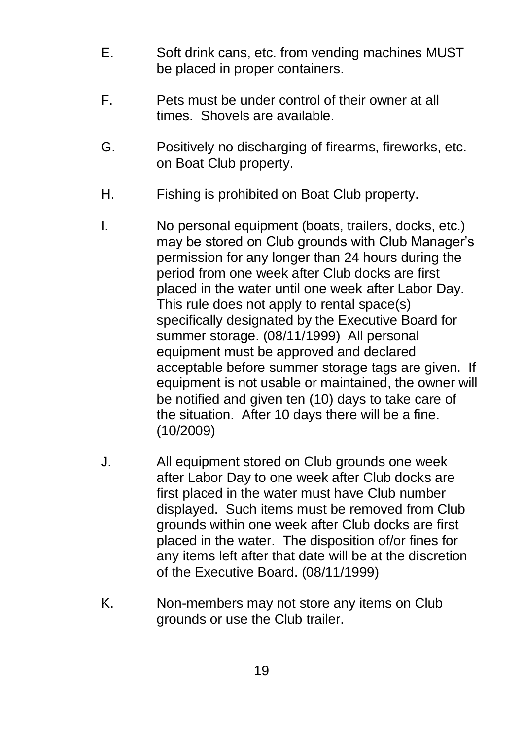E. Soft drink cans, etc. from vending machines MUST be placed in proper containers.

F. Pets must be under control of their owner at all times. Shovels are available.

G. Positively no discharging of firearms, fireworks, etc. on Boat Club property.

H. Fishing is prohibited on Boat Club property.

I. No personal equipment (boats, trailers, docks, etc.) may be stored on Club grounds with Club Manager's permission for any longer than 24 hours during the period from one week after Club docks are first placed in the water until one week after Labor Day. This rule does not apply to rental space(s) specifically designated by the Executive Board for summer storage. (08/11/1999) All personal equipment must be approved and declared acceptable before summer storage tags are given. If equipment is not usable or maintained, the owner will be notified and given ten (10) days to take care of the situation. After 10 days there will be a fine. (10/2009)

J. All equipment stored on Club grounds one week after Labor Day to one week after Club docks are first placed in the water must have Club number displayed. Such items must be removed from Club grounds within one week after Club docks are first placed in the water. The disposition of/or fines for any items left after that date will be at the discretion of the Executive Board. (08/11/1999)

K. Non-members may not store any items on Club grounds or use the Club trailer.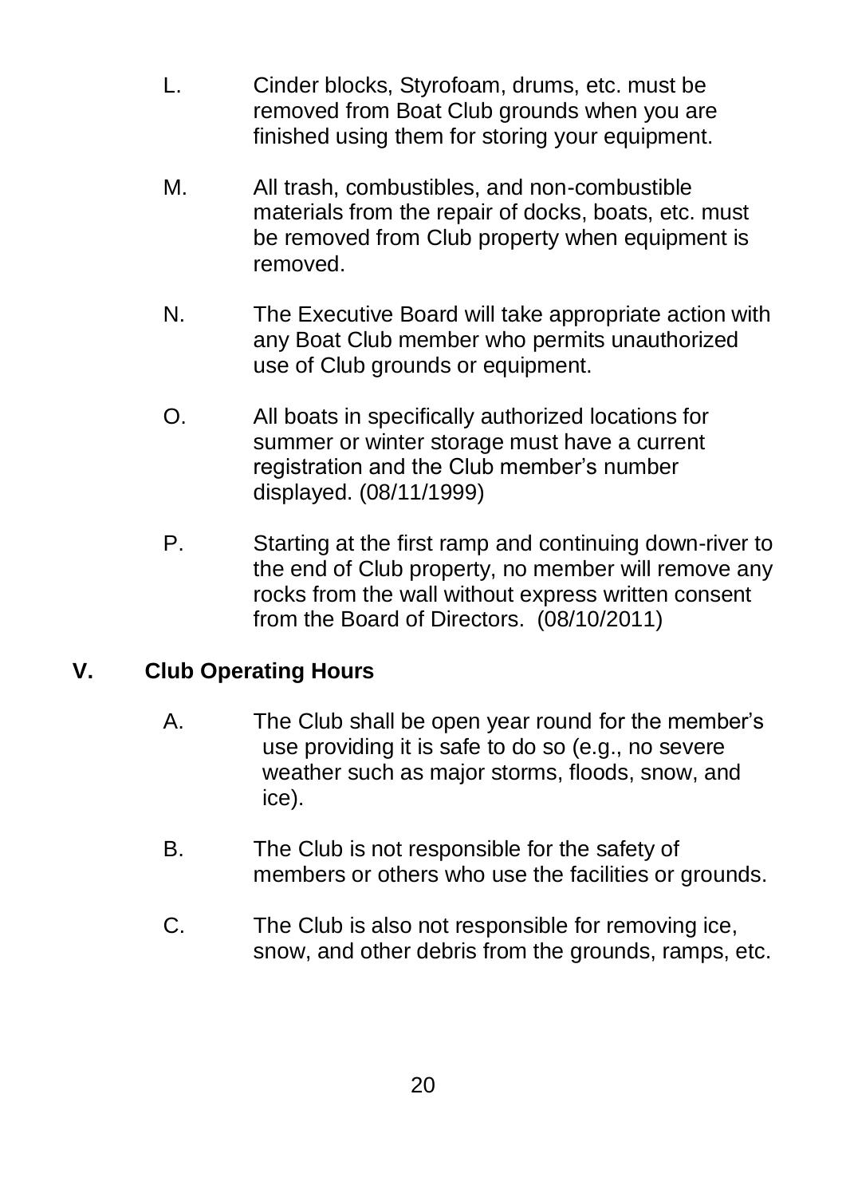L. Cinder blocks, Styrofoam, drums, etc. must be removed from Boat Club grounds when you are finished using them for storing your equipment.

M. All trash, combustibles, and non-combustible materials from the repair of docks, boats, etc. must be removed from Club property when equipment is removed.

N. The Executive Board will take appropriate action with any Boat Club member who permits unauthorized use of Club grounds or equipment.

O. All boats in specifically authorized locations for summer or winter storage must have a current registration and the Club member's number displayed. (08/11/1999)

P. Starting at the first ramp and continuing down-river to the end of Club property, no member will remove any rocks from the wall without express written consent from the Board of Directors. (08/10/2011)

## V. Club Operating Hours

A. The Club shall be open year round for the member's use providing it is safe to do so (e.g., no severe weather such as major storms, floods, snow, and ice).

B. The Club is not responsible for the safety of members or others who use the facilities or grounds.

C. The Club is also not responsible for removing ice, snow, and other debris from the grounds, ramps, etc.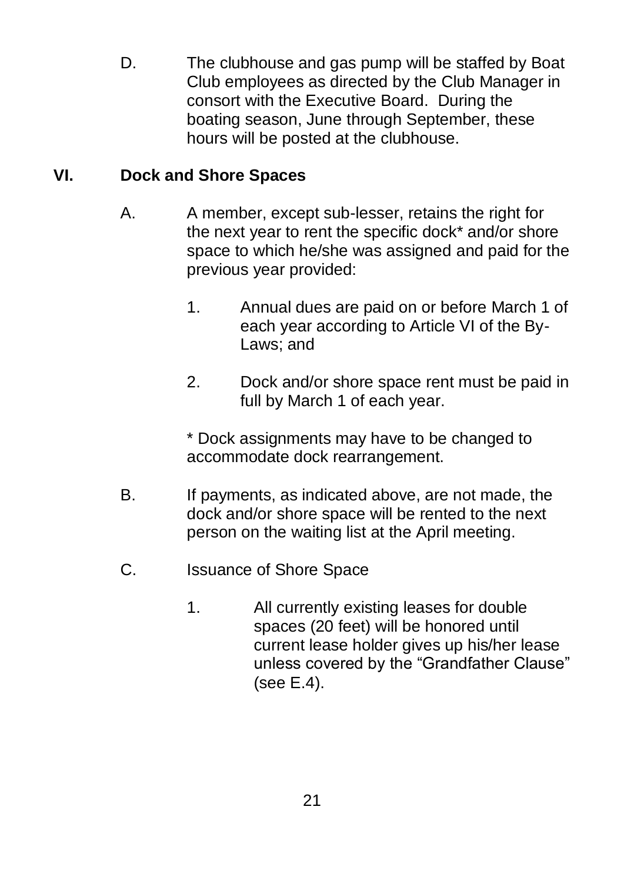D. The clubhouse and gas pump will be staffed by Boat Club employees as directed by the Club Manager in consort with the Executive Board. During the boating season, June through September, these hours will be posted at the clubhouse.

## VI. Dock and Shore Spaces

A. A member, except sub-lesser, retains the right for the next year to rent the specific dock* and/or shore space to which he/she was assigned and paid for the previous year provided:

1. Annual dues are paid on or before March 1 of each year according to Article VI of the By-Laws; and

2. Dock and/or shore space rent must be paid in full by March 1 of each year.

\* Dock assignments may have to be changed to accommodate dock rearrangement.

B. If payments, as indicated above, are not made, the dock and/or shore space will be rented to the next person on the waiting list at the April meeting.

C. Issuance of Shore Space

1. All currently existing leases for double spaces (20 feet) will be honored until current lease holder gives up his/her lease unless covered by the "Grandfather Clause" (see E.4).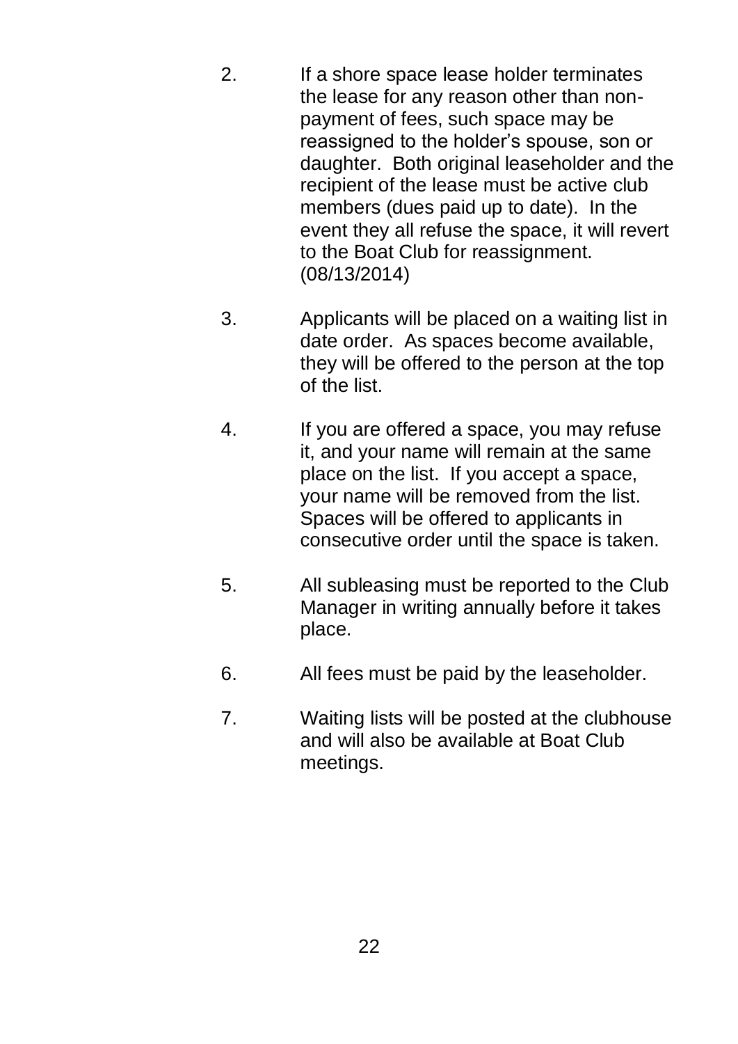2. If a shore space lease holder terminates the lease for any reason other than non-payment of fees, such space may be reassigned to the holder's spouse, son or daughter. Both original leaseholder and the recipient of the lease must be active club members (dues paid up to date). In the event they all refuse the space, it will revert to the Boat Club for reassignment. (08/13/2014)

3. Applicants will be placed on a waiting list in date order. As spaces become available, they will be offered to the person at the top of the list.

4. If you are offered a space, you may refuse it, and your name will remain at the same place on the list. If you accept a space, your name will be removed from the list. Spaces will be offered to applicants in consecutive order until the space is taken.

5. All subleasing must be reported to the Club Manager in writing annually before it takes place.

6. All fees must be paid by the leaseholder.

7. Waiting lists will be posted at the clubhouse and will also be available at Boat Club meetings.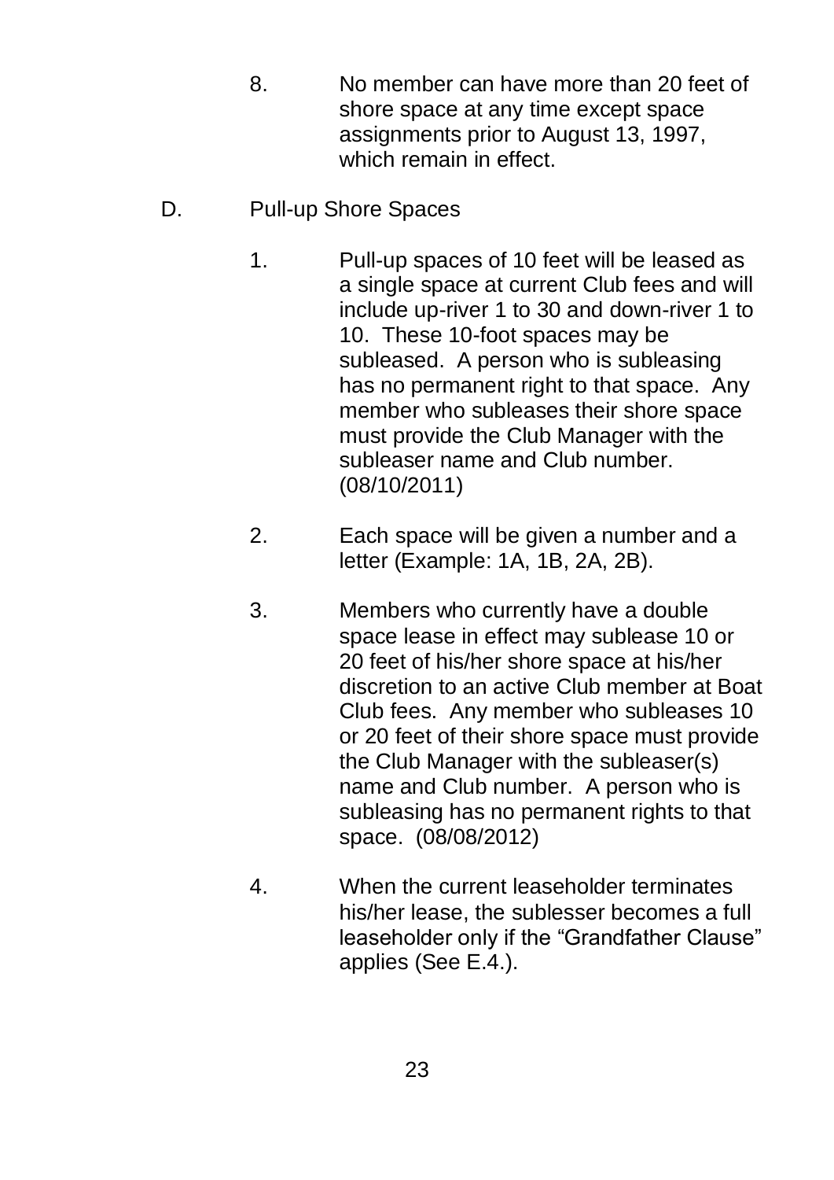8. No member can have more than 20 feet of shore space at any time except space assignments prior to August 13, 1997, which remain in effect.

D. Pull-up Shore Spaces

1. Pull-up spaces of 10 feet will be leased as a single space at current Club fees and will include up-river 1 to 30 and down-river 1 to 10. These 10-foot spaces may be subleased. A person who is subleasing has no permanent right to that space. Any member who subleases their shore space must provide the Club Manager with the subleaser name and Club number. (08/10/2011)

2. Each space will be given a number and a letter (Example: 1A, 1B, 2A, 2B).

3. Members who currently have a double space lease in effect may sublease 10 or 20 feet of his/her shore space at his/her discretion to an active Club member at Boat Club fees. Any member who subleases 10 or 20 feet of their shore space must provide the Club Manager with the subleaser(s) name and Club number. A person who is subleasing has no permanent rights to that space. (08/08/2012)

4. When the current leaseholder terminates his/her lease, the sublesser becomes a full leaseholder only if the “Grandfather Clause” applies (See E.4.).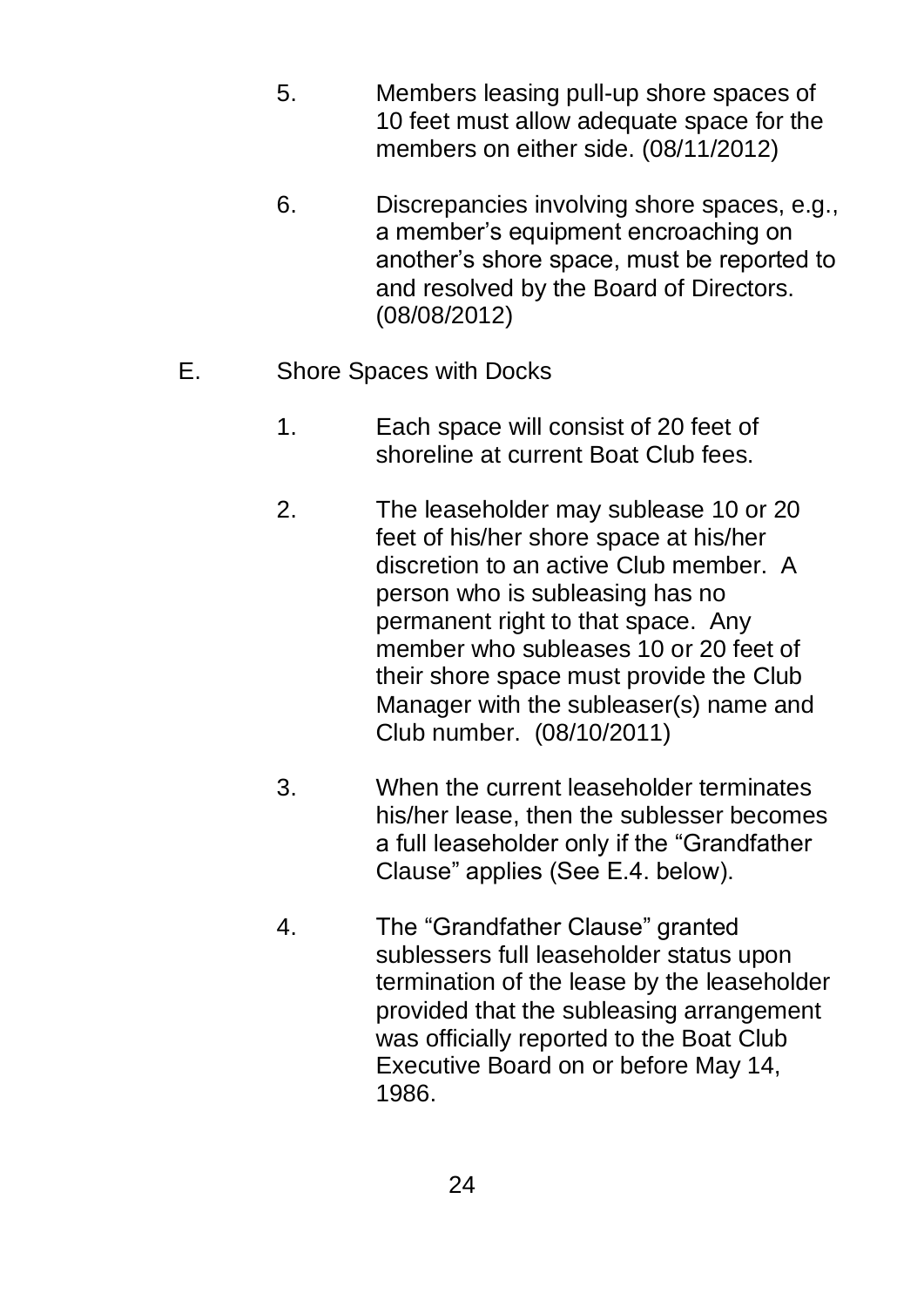5. Members leasing pull-up shore spaces of 10 feet must allow adequate space for the members on either side. (08/11/2012)

6. Discrepancies involving shore spaces, e.g., a member's equipment encroaching on another's shore space, must be reported to and resolved by the Board of Directors. (08/08/2012)

E. Shore Spaces with Docks

1. Each space will consist of 20 feet of shoreline at current Boat Club fees.

2. The leaseholder may sublease 10 or 20 feet of his/her shore space at his/her discretion to an active Club member. A person who is subleasing has no permanent right to that space. Any member who subleases 10 or 20 feet of their shore space must provide the Club Manager with the subleaser(s) name and Club number. (08/10/2011)

3. When the current leaseholder terminates his/her lease, then the sublesser becomes a full leaseholder only if the "Grandfather Clause" applies (See E.4. below).

4. The "Grandfather Clause" granted sublessers full leaseholder status upon termination of the lease by the leaseholder provided that the subleasing arrangement was officially reported to the Boat Club Executive Board on or before May 14, 1986.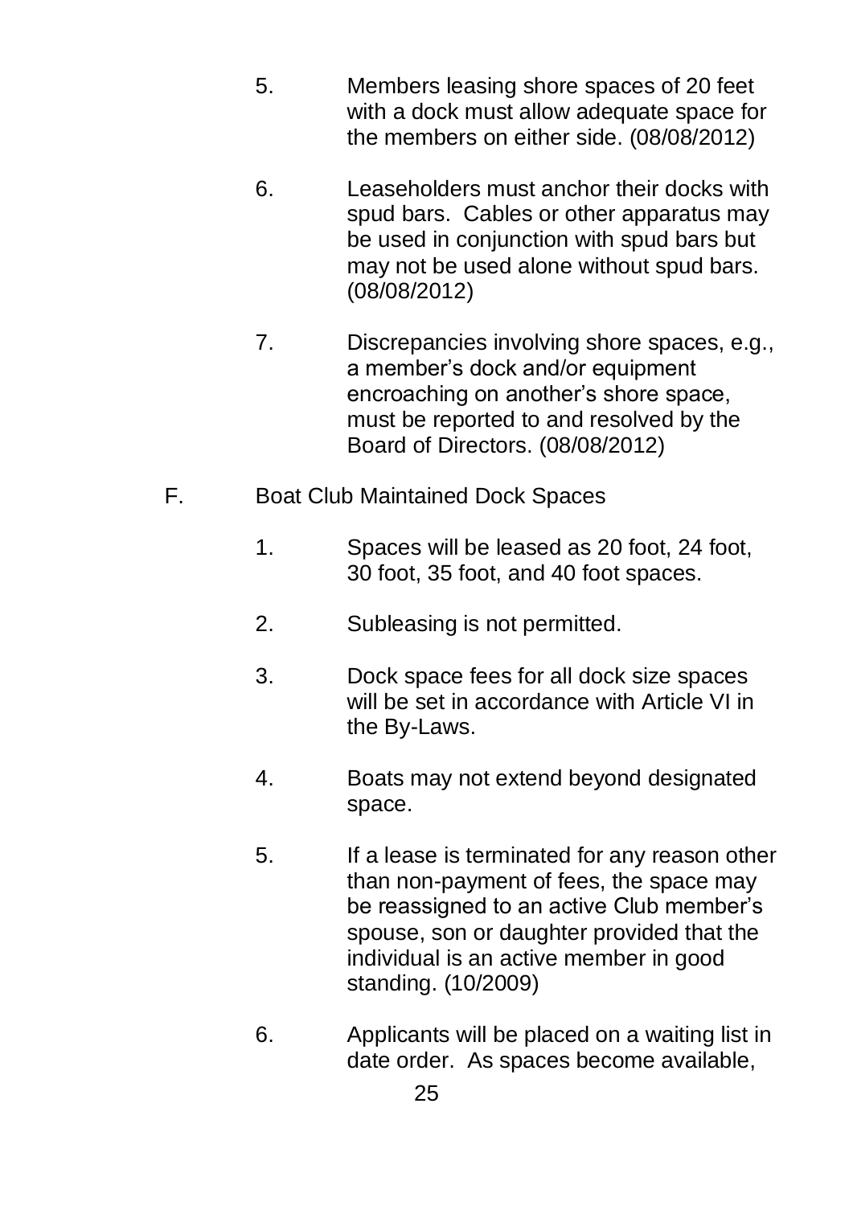5. Members leasing shore spaces of 20 feet with a dock must allow adequate space for the members on either side. (08/08/2012)

6. Leaseholders must anchor their docks with spud bars. Cables or other apparatus may be used in conjunction with spud bars but may not be used alone without spud bars. (08/08/2012)

7. Discrepancies involving shore spaces, e.g., a member's dock and/or equipment encroaching on another's shore space, must be reported to and resolved by the Board of Directors. (08/08/2012)

F. Boat Club Maintained Dock Spaces

1. Spaces will be leased as 20 foot, 24 foot, 30 foot, 35 foot, and 40 foot spaces.

2. Subleasing is not permitted.

3. Dock space fees for all dock size spaces will be set in accordance with Article VI in the By-Laws.

4. Boats may not extend beyond designated space.

5. If a lease is terminated for any reason other than non-payment of fees, the space may be reassigned to an active Club member's spouse, son or daughter provided that the individual is an active member in good standing. (10/2009)

6. Applicants will be placed on a waiting list in date order. As spaces become available,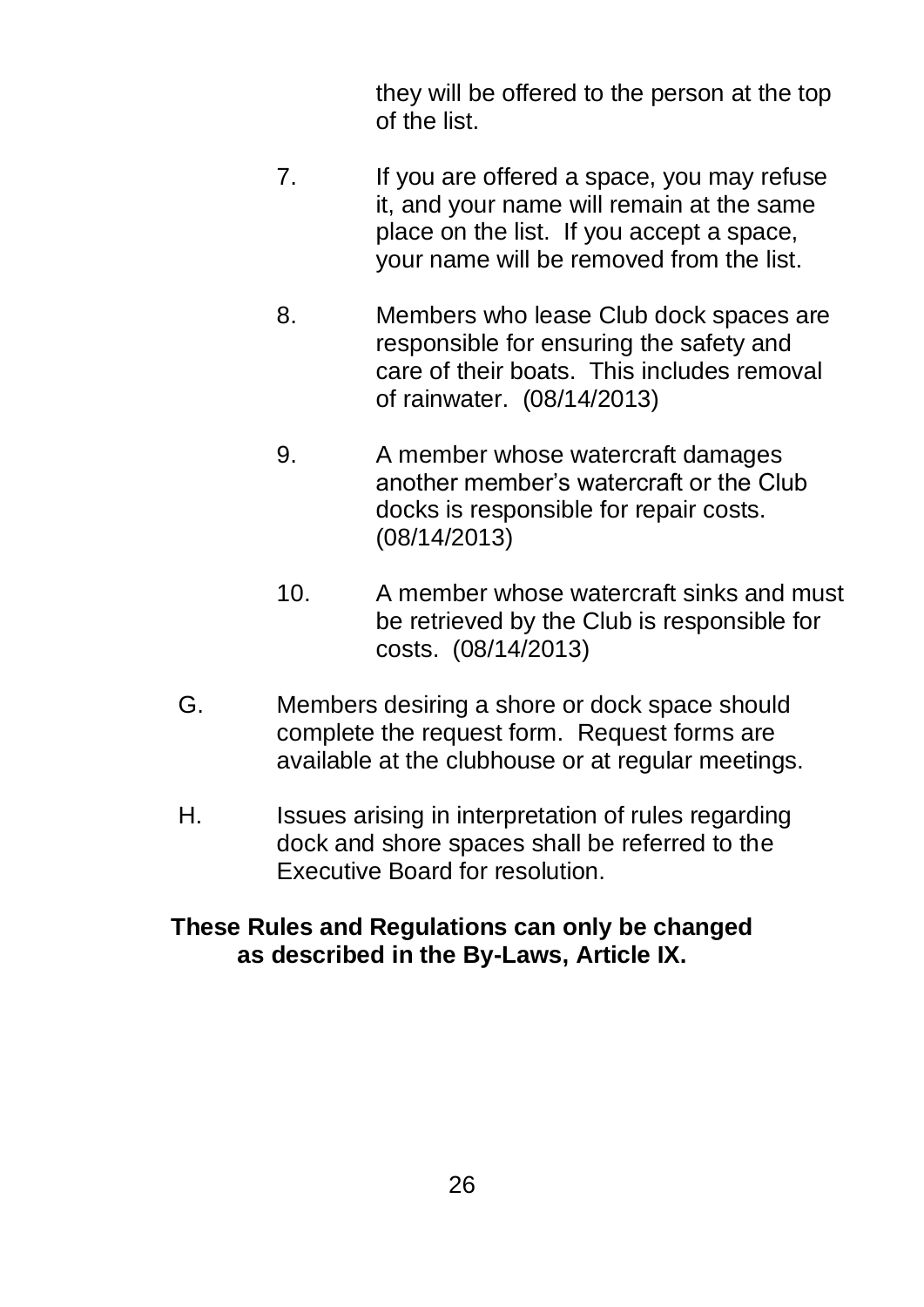they will be offered to the person at the top of the list.

7. If you are offered a space, you may refuse it, and your name will remain at the same place on the list. If you accept a space, your name will be removed from the list.

8. Members who lease Club dock spaces are responsible for ensuring the safety and care of their boats. This includes removal of rainwater. (08/14/2013)

9. A member whose watercraft damages another member's watercraft or the Club docks is responsible for repair costs. (08/14/2013)

10. A member whose watercraft sinks and must be retrieved by the Club is responsible for costs. (08/14/2013)

G. Members desiring a shore or dock space should complete the request form. Request forms are available at the clubhouse or at regular meetings.

H. Issues arising in interpretation of rules regarding dock and shore spaces shall be referred to the Executive Board for resolution.

**These Rules and Regulations can only be changed as described in the By-Laws, Article IX.**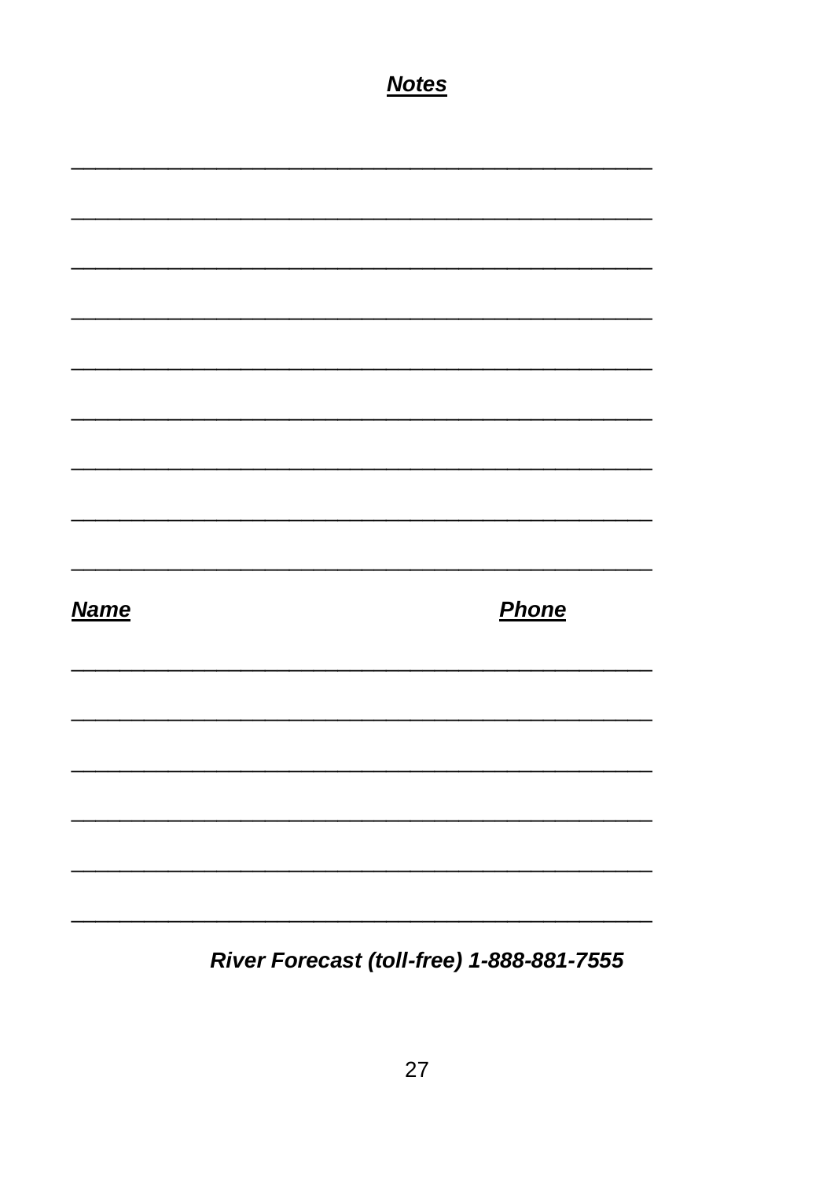## ***Notes***

\_\_\_\_\_\_\_\_\_\_\_\_\_\_\_\_\_\_\_\_\_\_\_\_\_\_\_\_\_\_\_\_\_\_\_\_\_\_\_\_\_\_\_\_\_\_\_\_

\_\_\_\_\_\_\_\_\_\_\_\_\_\_\_\_\_\_\_\_\_\_\_\_\_\_\_\_\_\_\_\_\_\_\_\_\_\_\_\_\_\_\_\_\_\_\_\_

\_\_\_\_\_\_\_\_\_\_\_\_\_\_\_\_\_\_\_\_\_\_\_\_\_\_\_\_\_\_\_\_\_\_\_\_\_\_\_\_\_\_\_\_\_\_\_\_

\_\_\_\_\_\_\_\_\_\_\_\_\_\_\_\_\_\_\_\_\_\_\_\_\_\_\_\_\_\_\_\_\_\_\_\_\_\_\_\_\_\_\_\_\_\_\_\_

\_\_\_\_\_\_\_\_\_\_\_\_\_\_\_\_\_\_\_\_\_\_\_\_\_\_\_\_\_\_\_\_\_\_\_\_\_\_\_\_\_\_\_\_\_\_\_\_

\_\_\_\_\_\_\_\_\_\_\_\_\_\_\_\_\_\_\_\_\_\_\_\_\_\_\_\_\_\_\_\_\_\_\_\_\_\_\_\_\_\_\_\_\_\_\_\_

\_\_\_\_\_\_\_\_\_\_\_\_\_\_\_\_\_\_\_\_\_\_\_\_\_\_\_\_\_\_\_\_\_\_\_\_\_\_\_\_\_\_\_\_\_\_\_\_

\_\_\_\_\_\_\_\_\_\_\_\_\_\_\_\_\_\_\_\_\_\_\_\_\_\_\_\_\_\_\_\_\_\_\_\_\_\_\_\_\_\_\_\_\_\_\_\_

\_\_\_\_\_\_\_\_\_\_\_\_\_\_\_\_\_\_\_\_\_\_\_\_\_\_\_\_\_\_\_\_\_\_\_\_\_\_\_\_\_\_\_\_\_\_\_\_

| ***Name*** | ***Phone*** |
|---|---|
| | |
| | |
| | |
| | |
| | |
| | |

***River Forecast (toll-free) 1-888-881-7555***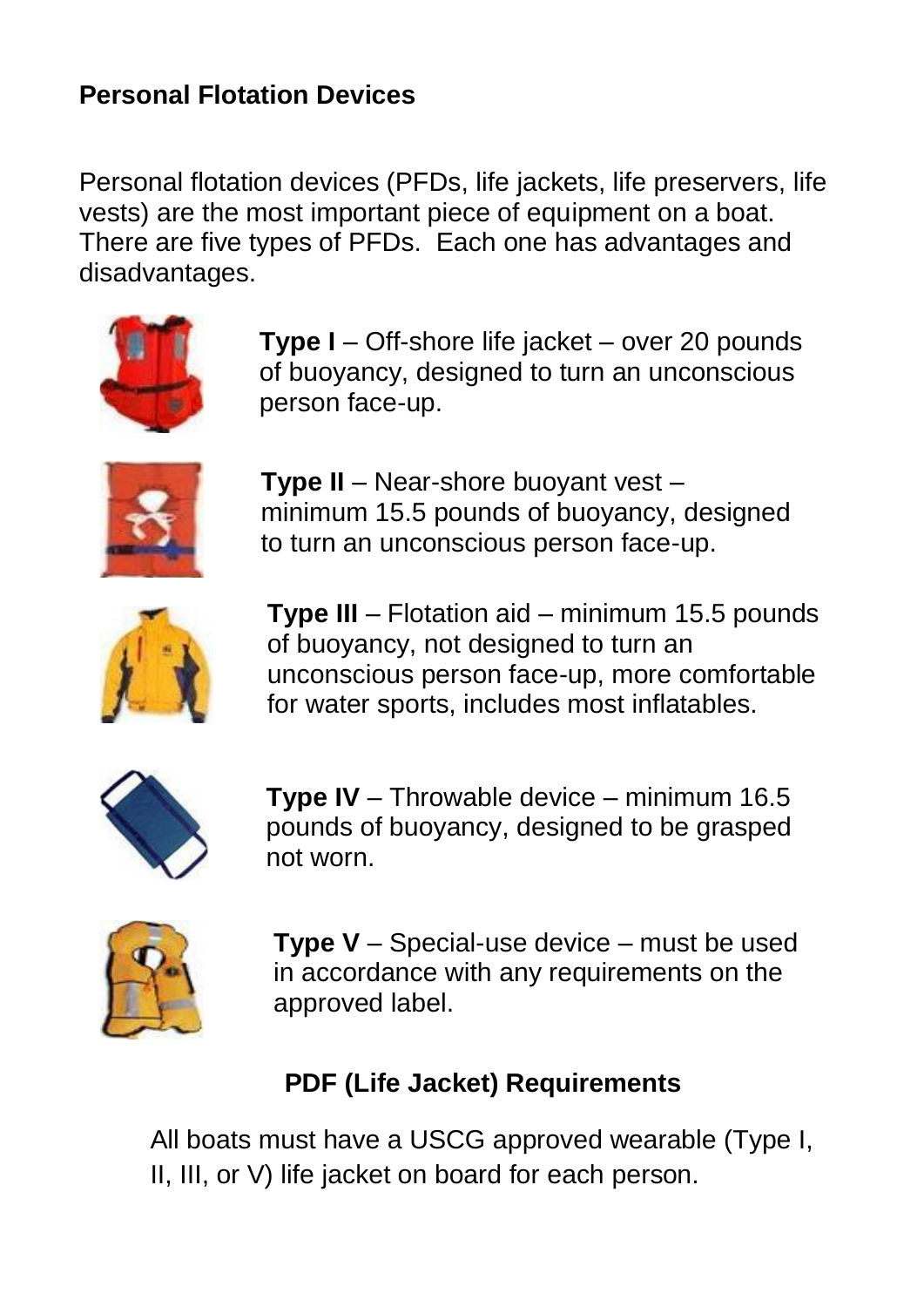## Personal Flotation Devices

Personal flotation devices (PFDs, life jackets, life preservers, life vests) are the most important piece of equipment on a boat. There are five types of PFDs. Each one has advantages and disadvantages.

**Type I** – Off-shore life jacket – over 20 pounds of buoyancy, designed to turn an unconscious person face-up.

**Type II** – Near-shore buoyant vest – minimum 15.5 pounds of buoyancy, designed to turn an unconscious person face-up.

**Type III** – Flotation aid – minimum 15.5 pounds of buoyancy, not designed to turn an unconscious person face-up, more comfortable for water sports, includes most inflatables.

**Type IV** – Throwable device – minimum 16.5 pounds of buoyancy, designed to be grasped not worn.

**Type V** – Special-use device – must be used in accordance with any requirements on the approved label.

### PDF (Life Jacket) Requirements

All boats must have a USCG approved wearable (Type I, II, III, or V) life jacket on board for each person.